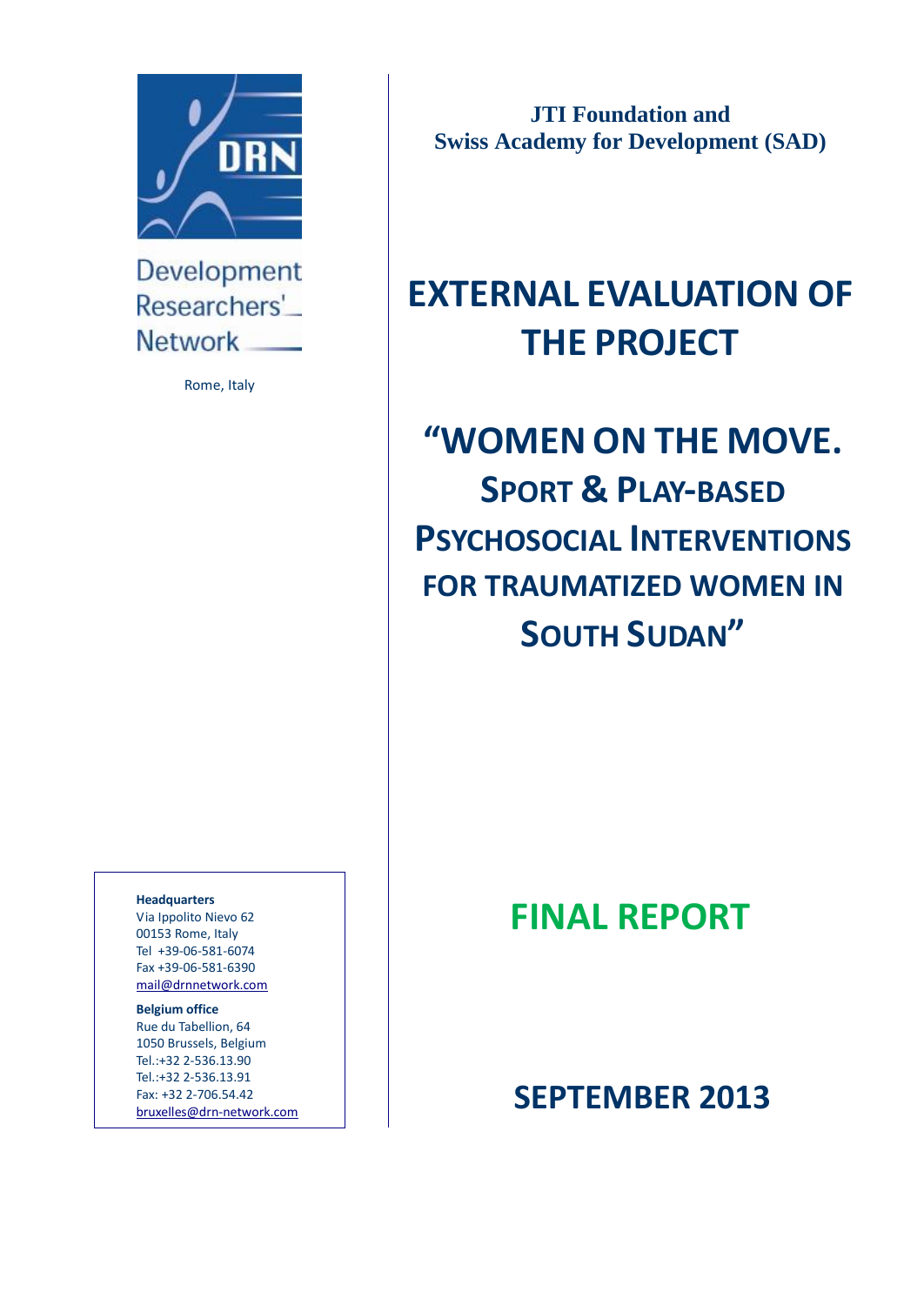Development Researchers' Network

Rome, Italy

**JTI Foundation and**
**Swiss Academy for Development (SAD)**

# EXTERNAL EVALUATION OF THE PROJECT

# "WOMEN ON THE MOVE. SPORT & PLAY-BASED PSYCHOSOCIAL INTERVENTIONS FOR TRAUMATIZED WOMEN IN SOUTH SUDAN"

## FINAL REPORT

## SEPTEMBER 2013

**Headquarters**
Via Ippolito Nievo 62
00153 Rome, Italy
Tel +39-06-581-6074
Fax +39-06-581-6390
mail@drnnetwork.com

**Belgium office**
Rue du Tabellion, 64
1050 Brussels, Belgium
Tel.:+32 2-536.13.90
Tel.:+32 2-536.13.91
Fax: +32 2-706.54.42
bruxelles@drn-network.com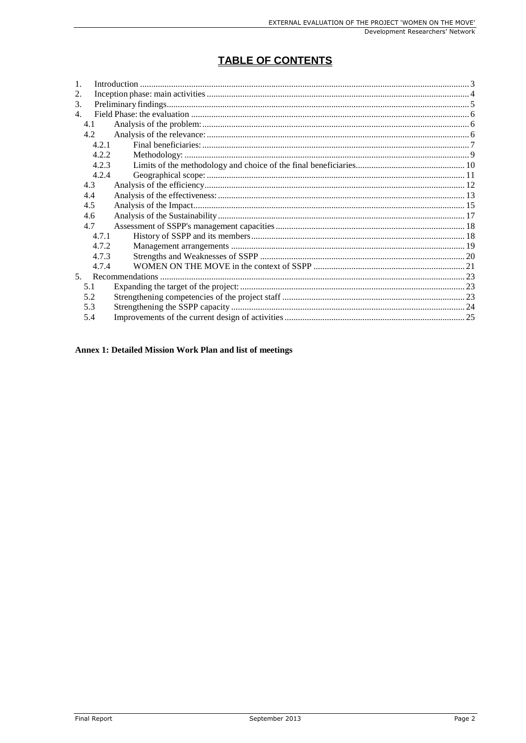# TABLE OF CONTENTS

1. Introduction ........................................................................................................................ 3
2. Inception phase: main activities ........................................................................................ 4
3. Preliminary findings............................................................................................................. 5
4. Field Phase: the evaluation ................................................................................................ 6
   - 4.1 Analysis of the problem: ............................................................................................. 6
   - 4.2 Analysis of the relevance: ........................................................................................... 6
     - 4.2.1 Final beneficiaries: ............................................................................................. 7
     - 4.2.2 Methodology: ...................................................................................................... 9
     - 4.2.3 Limits of the methodology and choice of the final beneficiaries...................... 10
     - 4.2.4 Geographical scope: .......................................................................................... 11
   - 4.3 Analysis of the efficiency............................................................................................ 12
   - 4.4 Analysis of the effectiveness: ..................................................................................... 13
   - 4.5 Analysis of the Impact................................................................................................. 15
   - 4.6 Analysis of the Sustainability ...................................................................................... 17
   - 4.7 Assessment of SSPP's management capacities ......................................................... 18
     - 4.7.1 History of SSPP and its members.................................................................... 18
     - 4.7.2 Management arrangements ............................................................................. 19
     - 4.7.3 Strengths and Weaknesses of SSPP ............................................................... 20
     - 4.7.4 WOMEN ON THE MOVE in the context of SSPP .............................................. 21
5. Recommendations ............................................................................................................. 23
   - 5.1 Expanding the target of the project: ........................................................................... 23
   - 5.2 Strengthening competencies of the project staff ........................................................ 23
   - 5.3 Strengthening the SSPP capacity ............................................................................... 24
   - 5.4 Improvements of the current design of activities ........................................................ 25

**Annex 1: Detailed Mission Work Plan and list of meetings**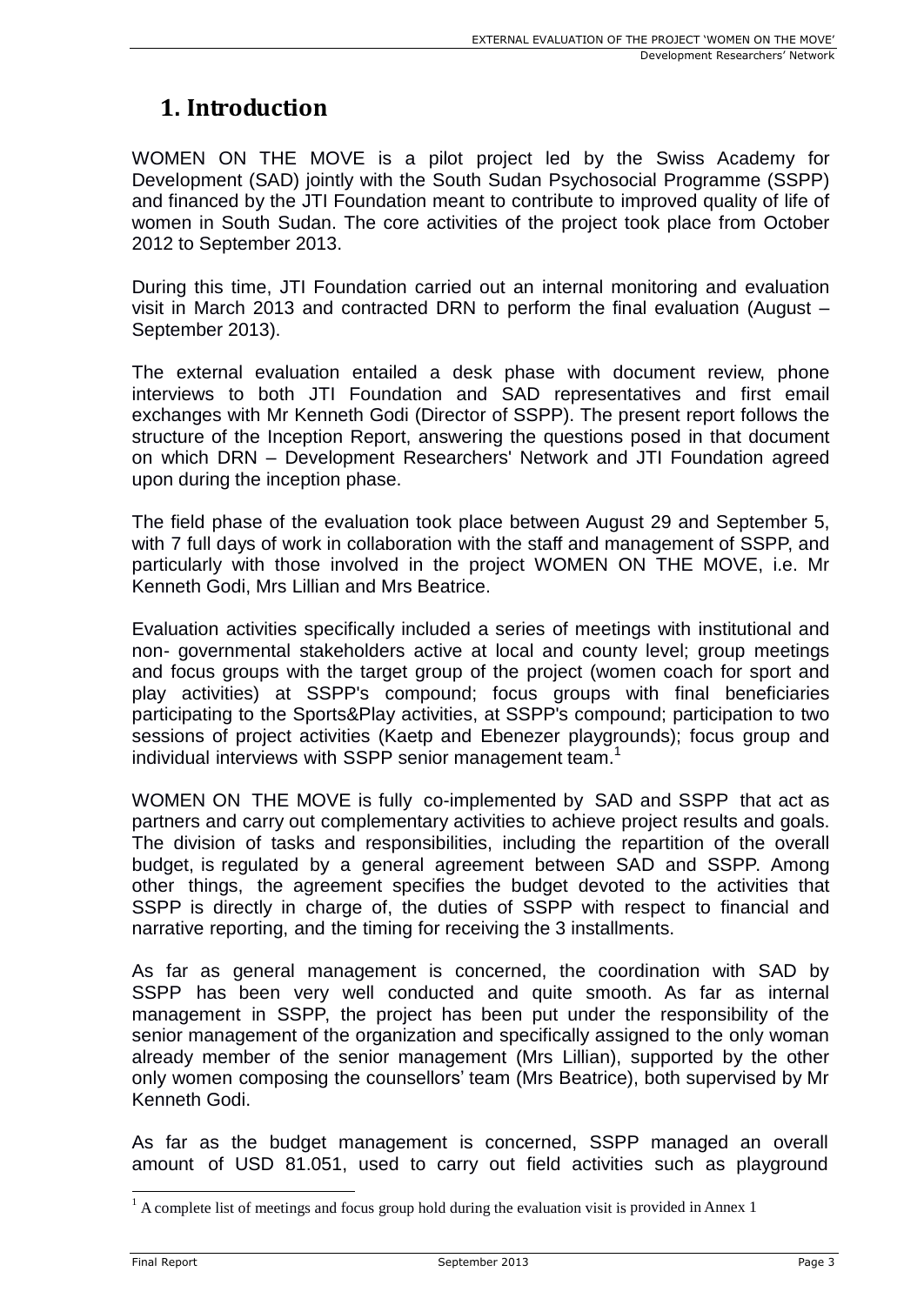# 1. Introduction

WOMEN ON THE MOVE is a pilot project led by the Swiss Academy for Development (SAD) jointly with the South Sudan Psychosocial Programme (SSPP) and financed by the JTI Foundation meant to contribute to improved quality of life of women in South Sudan. The core activities of the project took place from October 2012 to September 2013.

During this time, JTI Foundation carried out an internal monitoring and evaluation visit in March 2013 and contracted DRN to perform the final evaluation (August – September 2013).

The external evaluation entailed a desk phase with document review, phone interviews to both JTI Foundation and SAD representatives and first email exchanges with Mr Kenneth Godi (Director of SSPP). The present report follows the structure of the Inception Report, answering the questions posed in that document on which DRN – Development Researchers' Network and JTI Foundation agreed upon during the inception phase.

The field phase of the evaluation took place between August 29 and September 5, with 7 full days of work in collaboration with the staff and management of SSPP, and particularly with those involved in the project WOMEN ON THE MOVE, i.e. Mr Kenneth Godi, Mrs Lillian and Mrs Beatrice.

Evaluation activities specifically included a series of meetings with institutional and non- governmental stakeholders active at local and county level; group meetings and focus groups with the target group of the project (women coach for sport and play activities) at SSPP's compound; focus groups with final beneficiaries participating to the Sports&Play activities, at SSPP's compound; participation to two sessions of project activities (Kaetp and Ebenezer playgrounds); focus group and individual interviews with SSPP senior management team.[1]

WOMEN ON THE MOVE is fully co-implemented by SAD and SSPP that act as partners and carry out complementary activities to achieve project results and goals. The division of tasks and responsibilities, including the repartition of the overall budget, is regulated by a general agreement between SAD and SSPP. Among other things, the agreement specifies the budget devoted to the activities that SSPP is directly in charge of, the duties of SSPP with respect to financial and narrative reporting, and the timing for receiving the 3 installments.

As far as general management is concerned, the coordination with SAD by SSPP has been very well conducted and quite smooth. As far as internal management in SSPP, the project has been put under the responsibility of the senior management of the organization and specifically assigned to the only woman already member of the senior management (Mrs Lillian), supported by the other only women composing the counsellors' team (Mrs Beatrice), both supervised by Mr Kenneth Godi.

As far as the budget management is concerned, SSPP managed an overall amount of USD 81.051, used to carry out field activities such as playground

[1] A complete list of meetings and focus group hold during the evaluation visit is provided in Annex 1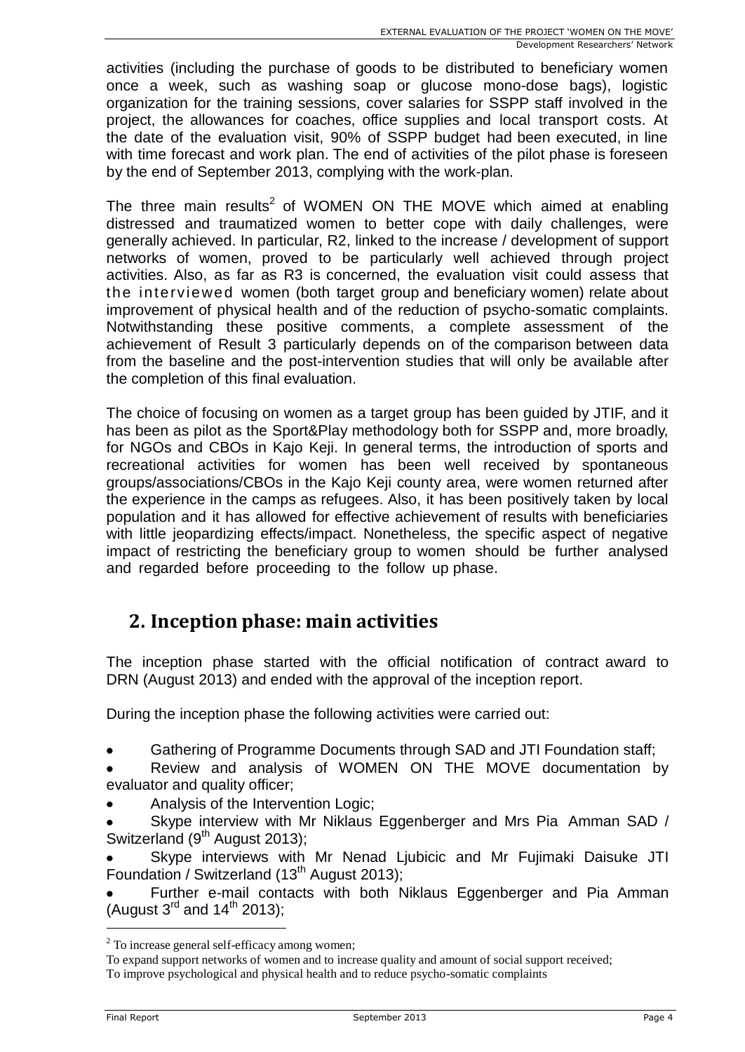activities (including the purchase of goods to be distributed to beneficiary women once a week, such as washing soap or glucose mono-dose bags), logistic organization for the training sessions, cover salaries for SSPP staff involved in the project, the allowances for coaches, office supplies and local transport costs. At the date of the evaluation visit, 90% of SSPP budget had been executed, in line with time forecast and work plan. The end of activities of the pilot phase is foreseen by the end of September 2013, complying with the work-plan.

The three main results[2] of WOMEN ON THE MOVE which aimed at enabling distressed and traumatized women to better cope with daily challenges, were generally achieved. In particular, R2, linked to the increase / development of support networks of women, proved to be particularly well achieved through project activities. Also, as far as R3 is concerned, the evaluation visit could assess that the interviewed women (both target group and beneficiary women) relate about improvement of physical health and of the reduction of psycho-somatic complaints. Notwithstanding these positive comments, a complete assessment of the achievement of Result 3 particularly depends on of the comparison between data from the baseline and the post-intervention studies that will only be available after the completion of this final evaluation.

The choice of focusing on women as a target group has been guided by JTIF, and it has been as pilot as the Sport&Play methodology both for SSPP and, more broadly, for NGOs and CBOs in Kajo Keji. In general terms, the introduction of sports and recreational activities for women has been well received by spontaneous groups/associations/CBOs in the Kajo Keji county area, were women returned after the experience in the camps as refugees. Also, it has been positively taken by local population and it has allowed for effective achievement of results with beneficiaries with little jeopardizing effects/impact. Nonetheless, the specific aspect of negative impact of restricting the beneficiary group to women should be further analysed and regarded before proceeding to the follow up phase.

## 2. Inception phase: main activities

The inception phase started with the official notification of contract award to DRN (August 2013) and ended with the approval of the inception report.

During the inception phase the following activities were carried out:

- Gathering of Programme Documents through SAD and JTI Foundation staff;
- Review and analysis of WOMEN ON THE MOVE documentation by evaluator and quality officer;
- Analysis of the Intervention Logic;
- Skype interview with Mr Niklaus Eggenberger and Mrs Pia Amman SAD / Switzerland (9th August 2013);
- Skype interviews with Mr Nenad Ljubicic and Mr Fujimaki Daisuke JTI Foundation / Switzerland (13th August 2013);
- Further e-mail contacts with both Niklaus Eggenberger and Pia Amman (August 3rd and 14th 2013);

---

[2] To increase general self-efficacy among women;
To expand support networks of women and to increase quality and amount of social support received;
To improve psychological and physical health and to reduce psycho-somatic complaints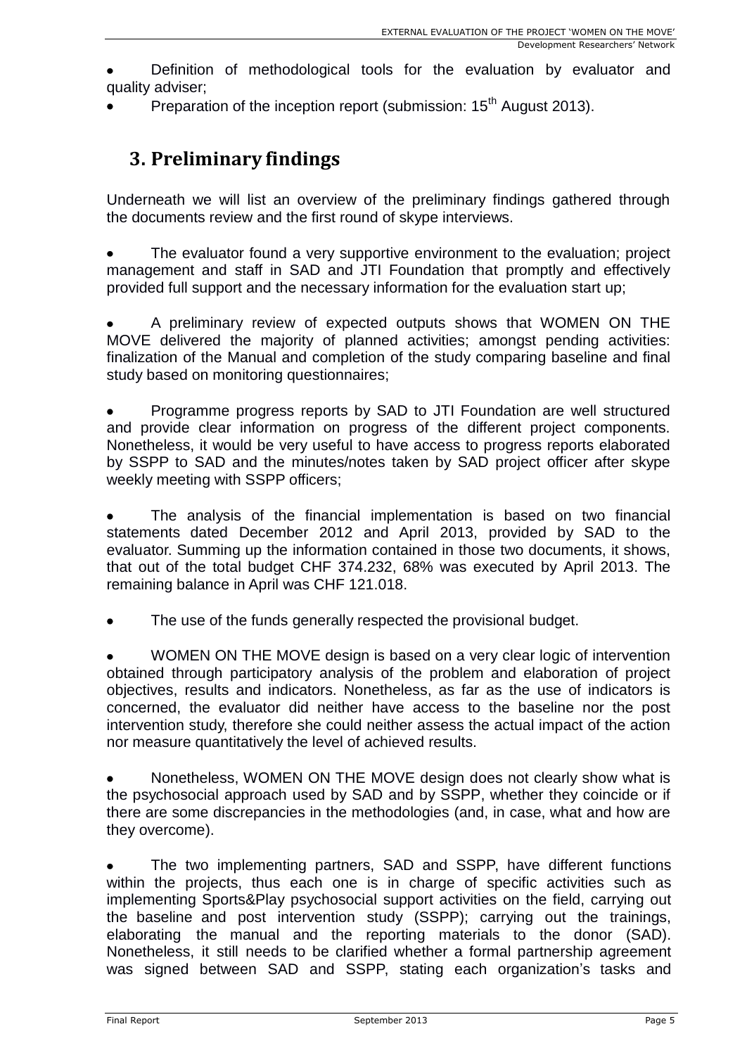- Definition of methodological tools for the evaluation by evaluator and quality adviser;
- Preparation of the inception report (submission: 15th August 2013).

# 3. Preliminary findings

Underneath we will list an overview of the preliminary findings gathered through the documents review and the first round of skype interviews.

- The evaluator found a very supportive environment to the evaluation; project management and staff in SAD and JTI Foundation that promptly and effectively provided full support and the necessary information for the evaluation start up;

- A preliminary review of expected outputs shows that WOMEN ON THE MOVE delivered the majority of planned activities; amongst pending activities: finalization of the Manual and completion of the study comparing baseline and final study based on monitoring questionnaires;

- Programme progress reports by SAD to JTI Foundation are well structured and provide clear information on progress of the different project components. Nonetheless, it would be very useful to have access to progress reports elaborated by SSPP to SAD and the minutes/notes taken by SAD project officer after skype weekly meeting with SSPP officers;

- The analysis of the financial implementation is based on two financial statements dated December 2012 and April 2013, provided by SAD to the evaluator. Summing up the information contained in those two documents, it shows, that out of the total budget CHF 374.232, 68% was executed by April 2013. The remaining balance in April was CHF 121.018.

- The use of the funds generally respected the provisional budget.

- WOMEN ON THE MOVE design is based on a very clear logic of intervention obtained through participatory analysis of the problem and elaboration of project objectives, results and indicators. Nonetheless, as far as the use of indicators is concerned, the evaluator did neither have access to the baseline nor the post intervention study, therefore she could neither assess the actual impact of the action nor measure quantitatively the level of achieved results.

- Nonetheless, WOMEN ON THE MOVE design does not clearly show what is the psychosocial approach used by SAD and by SSPP, whether they coincide or if there are some discrepancies in the methodologies (and, in case, what and how are they overcome).

- The two implementing partners, SAD and SSPP, have different functions within the projects, thus each one is in charge of specific activities such as implementing Sports&Play psychosocial support activities on the field, carrying out the baseline and post intervention study (SSPP); carrying out the trainings, elaborating the manual and the reporting materials to the donor (SAD). Nonetheless, it still needs to be clarified whether a formal partnership agreement was signed between SAD and SSPP, stating each organization's tasks and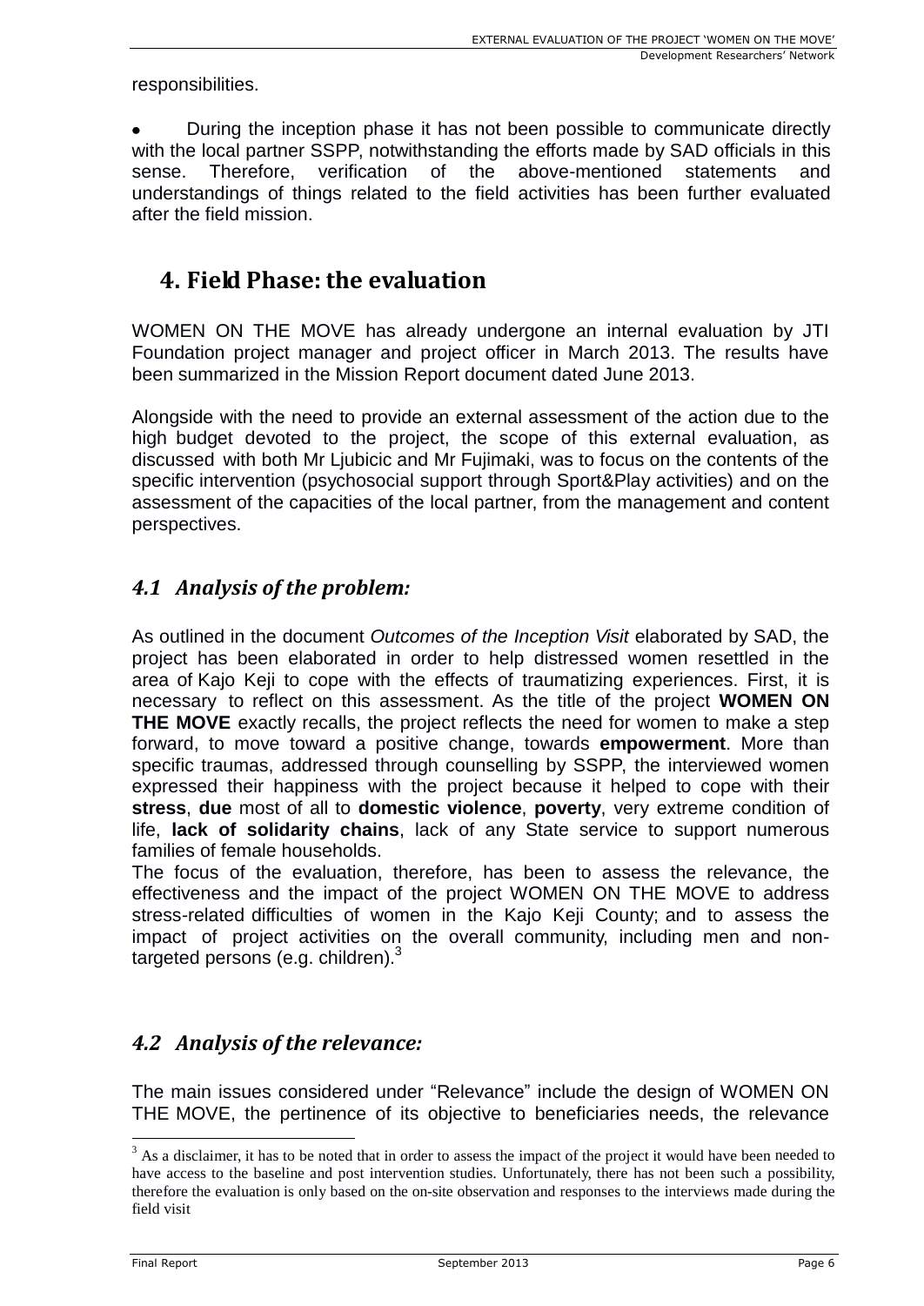responsibilities.

- During the inception phase it has not been possible to communicate directly with the local partner SSPP, notwithstanding the efforts made by SAD officials in this sense. Therefore, verification of the above-mentioned statements and understandings of things related to the field activities has been further evaluated after the field mission.

# 4. Field Phase: the evaluation

WOMEN ON THE MOVE has already undergone an internal evaluation by JTI Foundation project manager and project officer in March 2013. The results have been summarized in the Mission Report document dated June 2013.

Alongside with the need to provide an external assessment of the action due to the high budget devoted to the project, the scope of this external evaluation, as discussed with both Mr Ljubicic and Mr Fujimaki, was to focus on the contents of the specific intervention (psychosocial support through Sport&Play activities) and on the assessment of the capacities of the local partner, from the management and content perspectives.

## *4.1 Analysis of the problem:*

As outlined in the document *Outcomes of the Inception Visit* elaborated by SAD, the project has been elaborated in order to help distressed women resettled in the area of Kajo Keji to cope with the effects of traumatizing experiences. First, it is necessary to reflect on this assessment. As the title of the project **WOMEN ON THE MOVE** exactly recalls, the project reflects the need for women to make a step forward, to move toward a positive change, towards **empowerment**. More than specific traumas, addressed through counselling by SSPP, the interviewed women expressed their happiness with the project because it helped to cope with their **stress**, **due** most of all to **domestic violence**, **poverty**, very extreme condition of life, **lack of solidarity chains**, lack of any State service to support numerous families of female households.

The focus of the evaluation, therefore, has been to assess the relevance, the effectiveness and the impact of the project WOMEN ON THE MOVE to address stress-related difficulties of women in the Kajo Keji County; and to assess the impact of project activities on the overall community, including men and non-targeted persons (e.g. children).[3]

## *4.2 Analysis of the relevance:*

The main issues considered under "Relevance" include the design of WOMEN ON THE MOVE, the pertinence of its objective to beneficiaries needs, the relevance

[3] As a disclaimer, it has to be noted that in order to assess the impact of the project it would have been needed to have access to the baseline and post intervention studies. Unfortunately, there has not been such a possibility, therefore the evaluation is only based on the on-site observation and responses to the interviews made during the field visit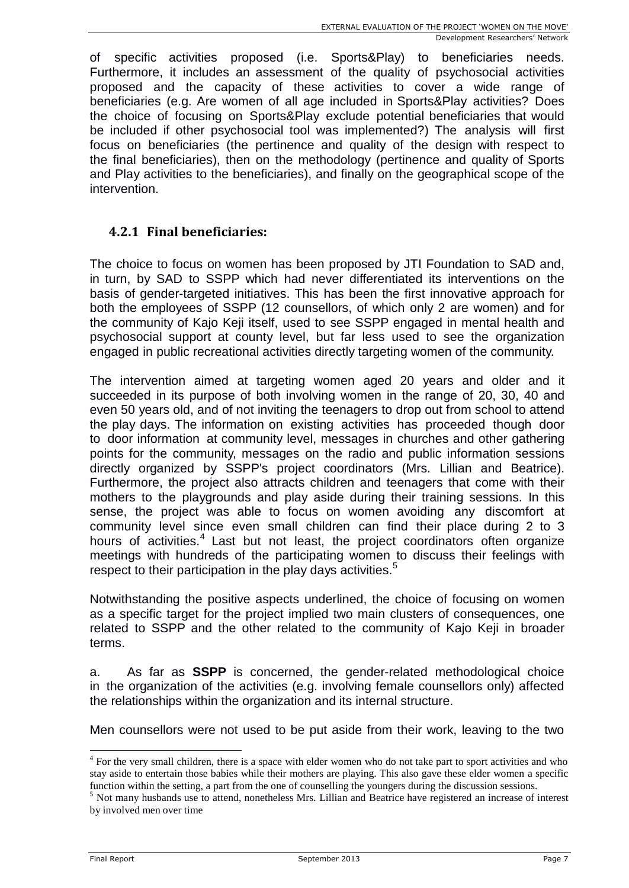of specific activities proposed (i.e. Sports&Play) to beneficiaries needs. Furthermore, it includes an assessment of the quality of psychosocial activities proposed and the capacity of these activities to cover a wide range of beneficiaries (e.g. Are women of all age included in Sports&Play activities? Does the choice of focusing on Sports&Play exclude potential beneficiaries that would be included if other psychosocial tool was implemented?) The analysis will first focus on beneficiaries (the pertinence and quality of the design with respect to the final beneficiaries), then on the methodology (pertinence and quality of Sports and Play activities to the beneficiaries), and finally on the geographical scope of the intervention.

### 4.2.1 Final beneficiaries:

The choice to focus on women has been proposed by JTI Foundation to SAD and, in turn, by SAD to SSPP which had never differentiated its interventions on the basis of gender-targeted initiatives. This has been the first innovative approach for both the employees of SSPP (12 counsellors, of which only 2 are women) and for the community of Kajo Keji itself, used to see SSPP engaged in mental health and psychosocial support at county level, but far less used to see the organization engaged in public recreational activities directly targeting women of the community.

The intervention aimed at targeting women aged 20 years and older and it succeeded in its purpose of both involving women in the range of 20, 30, 40 and even 50 years old, and of not inviting the teenagers to drop out from school to attend the play days. The information on existing activities has proceeded though door to door information at community level, messages in churches and other gathering points for the community, messages on the radio and public information sessions directly organized by SSPP's project coordinators (Mrs. Lillian and Beatrice). Furthermore, the project also attracts children and teenagers that come with their mothers to the playgrounds and play aside during their training sessions. In this sense, the project was able to focus on women avoiding any discomfort at community level since even small children can find their place during 2 to 3 hours of activities.[4] Last but not least, the project coordinators often organize meetings with hundreds of the participating women to discuss their feelings with respect to their participation in the play days activities.[5]

Notwithstanding the positive aspects underlined, the choice of focusing on women as a specific target for the project implied two main clusters of consequences, one related to SSPP and the other related to the community of Kajo Keji in broader terms.

a. As far as **SSPP** is concerned, the gender-related methodological choice in the organization of the activities (e.g. involving female counsellors only) affected the relationships within the organization and its internal structure.

Men counsellors were not used to be put aside from their work, leaving to the two

[4] For the very small children, there is a space with elder women who do not take part to sport activities and who stay aside to entertain those babies while their mothers are playing. This also gave these elder women a specific function within the setting, a part from the one of counselling the youngers during the discussion sessions.

[5] Not many husbands use to attend, nonetheless Mrs. Lillian and Beatrice have registered an increase of interest by involved men over time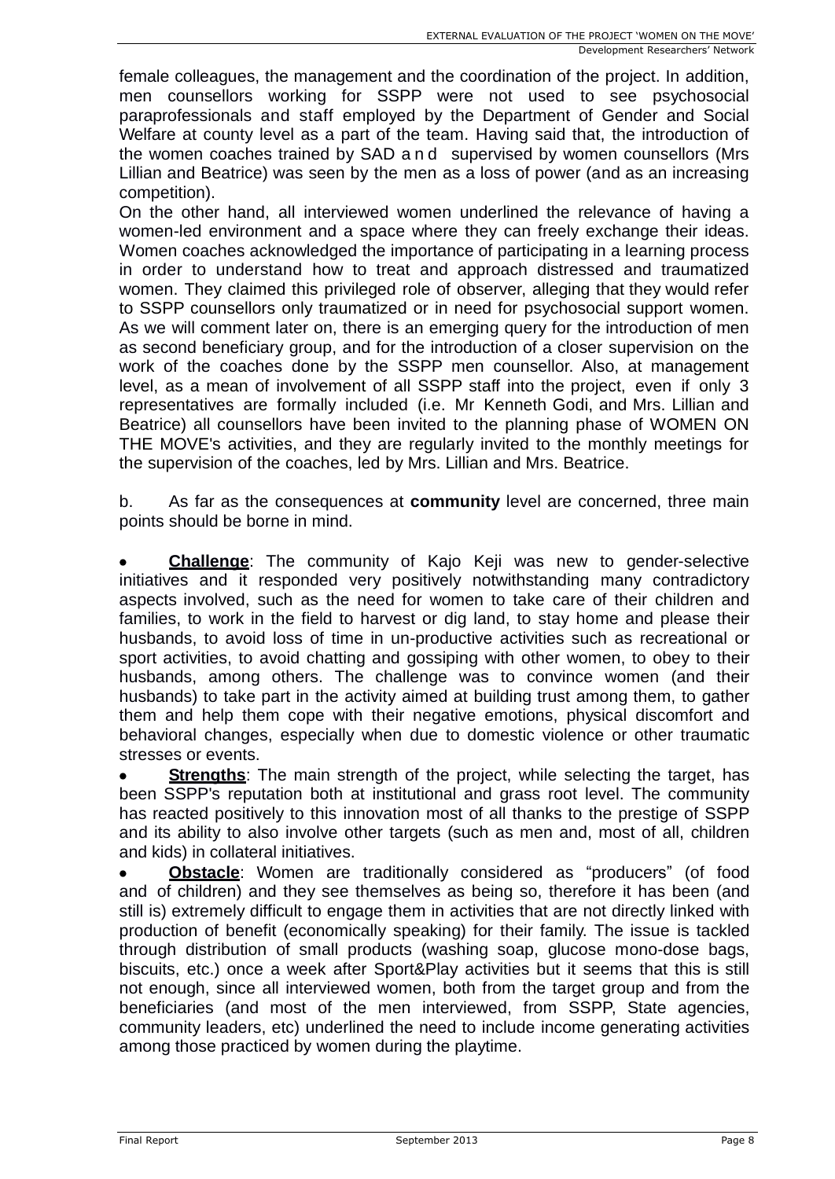female colleagues, the management and the coordination of the project. In addition, men counsellors working for SSPP were not used to see psychosocial paraprofessionals and staff employed by the Department of Gender and Social Welfare at county level as a part of the team. Having said that, the introduction of the women coaches trained by SAD and supervised by women counsellors (Mrs Lillian and Beatrice) was seen by the men as a loss of power (and as an increasing competition).

On the other hand, all interviewed women underlined the relevance of having a women-led environment and a space where they can freely exchange their ideas. Women coaches acknowledged the importance of participating in a learning process in order to understand how to treat and approach distressed and traumatized women. They claimed this privileged role of observer, alleging that they would refer to SSPP counsellors only traumatized or in need for psychosocial support women. As we will comment later on, there is an emerging query for the introduction of men as second beneficiary group, and for the introduction of a closer supervision on the work of the coaches done by the SSPP men counsellor. Also, at management level, as a mean of involvement of all SSPP staff into the project, even if only 3 representatives are formally included (i.e. Mr Kenneth Godi, and Mrs. Lillian and Beatrice) all counsellors have been invited to the planning phase of WOMEN ON THE MOVE's activities, and they are regularly invited to the monthly meetings for the supervision of the coaches, led by Mrs. Lillian and Mrs. Beatrice.

b. As far as the consequences at **community** level are concerned, three main points should be borne in mind.

- **Challenge**: The community of Kajo Keji was new to gender-selective initiatives and it responded very positively notwithstanding many contradictory aspects involved, such as the need for women to take care of their children and families, to work in the field to harvest or dig land, to stay home and please their husbands, to avoid loss of time in un-productive activities such as recreational or sport activities, to avoid chatting and gossiping with other women, to obey to their husbands, among others. The challenge was to convince women (and their husbands) to take part in the activity aimed at building trust among them, to gather them and help them cope with their negative emotions, physical discomfort and behavioral changes, especially when due to domestic violence or other traumatic stresses or events.
- **Strengths**: The main strength of the project, while selecting the target, has been SSPP's reputation both at institutional and grass root level. The community has reacted positively to this innovation most of all thanks to the prestige of SSPP and its ability to also involve other targets (such as men and, most of all, children and kids) in collateral initiatives.
- **Obstacle**: Women are traditionally considered as "producers" (of food and of children) and they see themselves as being so, therefore it has been (and still is) extremely difficult to engage them in activities that are not directly linked with production of benefit (economically speaking) for their family. The issue is tackled through distribution of small products (washing soap, glucose mono-dose bags, biscuits, etc.) once a week after Sport&Play activities but it seems that this is still not enough, since all interviewed women, both from the target group and from the beneficiaries (and most of the men interviewed, from SSPP, State agencies, community leaders, etc) underlined the need to include income generating activities among those practiced by women during the playtime.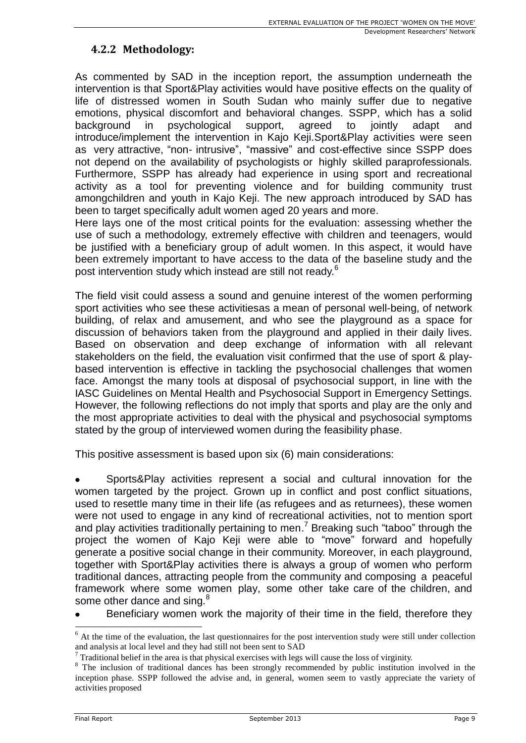### 4.2.2 Methodology:

As commented by SAD in the inception report, the assumption underneath the intervention is that Sport&Play activities would have positive effects on the quality of life of distressed women in South Sudan who mainly suffer due to negative emotions, physical discomfort and behavioral changes. SSPP, which has a solid background in psychological support, agreed to jointly adapt and introduce/implement the intervention in Kajo Keji.Sport&Play activities were seen as very attractive, "non- intrusive", "massive" and cost-effective since SSPP does not depend on the availability of psychologists or highly skilled paraprofessionals. Furthermore, SSPP has already had experience in using sport and recreational activity as a tool for preventing violence and for building community trust amongchildren and youth in Kajo Keji. The new approach introduced by SAD has been to target specifically adult women aged 20 years and more.

Here lays one of the most critical points for the evaluation: assessing whether the use of such a methodology, extremely effective with children and teenagers, would be justified with a beneficiary group of adult women. In this aspect, it would have been extremely important to have access to the data of the baseline study and the post intervention study which instead are still not ready.[6]

The field visit could assess a sound and genuine interest of the women performing sport activities who see these activitiesas a mean of personal well-being, of network building, of relax and amusement, and who see the playground as a space for discussion of behaviors taken from the playground and applied in their daily lives. Based on observation and deep exchange of information with all relevant stakeholders on the field, the evaluation visit confirmed that the use of sport & play-based intervention is effective in tackling the psychosocial challenges that women face. Amongst the many tools at disposal of psychosocial support, in line with the IASC Guidelines on Mental Health and Psychosocial Support in Emergency Settings. However, the following reflections do not imply that sports and play are the only and the most appropriate activities to deal with the physical and psychosocial symptoms stated by the group of interviewed women during the feasibility phase.

This positive assessment is based upon six (6) main considerations:

- Sports&Play activities represent a social and cultural innovation for the women targeted by the project. Grown up in conflict and post conflict situations, used to resettle many time in their life (as refugees and as returnees), these women were not used to engage in any kind of recreational activities, not to mention sport and play activities traditionally pertaining to men.[7] Breaking such "taboo" through the project the women of Kajo Keji were able to "move" forward and hopefully generate a positive social change in their community. Moreover, in each playground, together with Sport&Play activities there is always a group of women who perform traditional dances, attracting people from the community and composing a peaceful framework where some women play, some other take care of the children, and some other dance and sing.[8]
- Beneficiary women work the majority of their time in the field, therefore they

---

[6] At the time of the evaluation, the last questionnaires for the post intervention study were still under collection and analysis at local level and they had still not been sent to SAD

[7] Traditional belief in the area is that physical exercises with legs will cause the loss of virginity.

[8] The inclusion of traditional dances has been strongly recommended by public institution involved in the inception phase. SSPP followed the advise and, in general, women seem to vastly appreciate the variety of activities proposed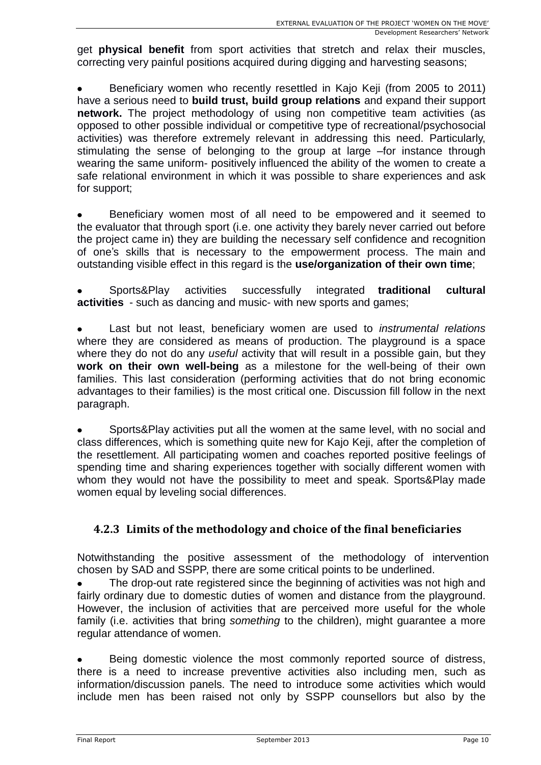get **physical benefit** from sport activities that stretch and relax their muscles, correcting very painful positions acquired during digging and harvesting seasons;

- Beneficiary women who recently resettled in Kajo Keji (from 2005 to 2011) have a serious need to **build trust, build group relations** and expand their support **network.** The project methodology of using non competitive team activities (as opposed to other possible individual or competitive type of recreational/psychosocial activities) was therefore extremely relevant in addressing this need. Particularly, stimulating the sense of belonging to the group at large –for instance through wearing the same uniform- positively influenced the ability of the women to create a safe relational environment in which it was possible to share experiences and ask for support;

- Beneficiary women most of all need to be empowered and it seemed to the evaluator that through sport (i.e. one activity they barely never carried out before the project came in) they are building the necessary self confidence and recognition of one's skills that is necessary to the empowerment process. The main and outstanding visible effect in this regard is the **use/organization of their own time**;

- Sports&Play activities successfully integrated **traditional cultural activities** - such as dancing and music- with new sports and games;

- Last but not least, beneficiary women are used to *instrumental relations* where they are considered as means of production. The playground is a space where they do not do any *useful* activity that will result in a possible gain, but they **work on their own well-being** as a milestone for the well-being of their own families. This last consideration (performing activities that do not bring economic advantages to their families) is the most critical one. Discussion fill follow in the next paragraph.

- Sports&Play activities put all the women at the same level, with no social and class differences, which is something quite new for Kajo Keji, after the completion of the resettlement. All participating women and coaches reported positive feelings of spending time and sharing experiences together with socially different women with whom they would not have the possibility to meet and speak. Sports&Play made women equal by leveling social differences.

### 4.2.3 Limits of the methodology and choice of the final beneficiaries

Notwithstanding the positive assessment of the methodology of intervention chosen by SAD and SSPP, there are some critical points to be underlined.

- The drop-out rate registered since the beginning of activities was not high and fairly ordinary due to domestic duties of women and distance from the playground. However, the inclusion of activities that are perceived more useful for the whole family (i.e. activities that bring *something* to the children), might guarantee a more regular attendance of women.

- Being domestic violence the most commonly reported source of distress, there is a need to increase preventive activities also including men, such as information/discussion panels. The need to introduce some activities which would include men has been raised not only by SSPP counsellors but also by the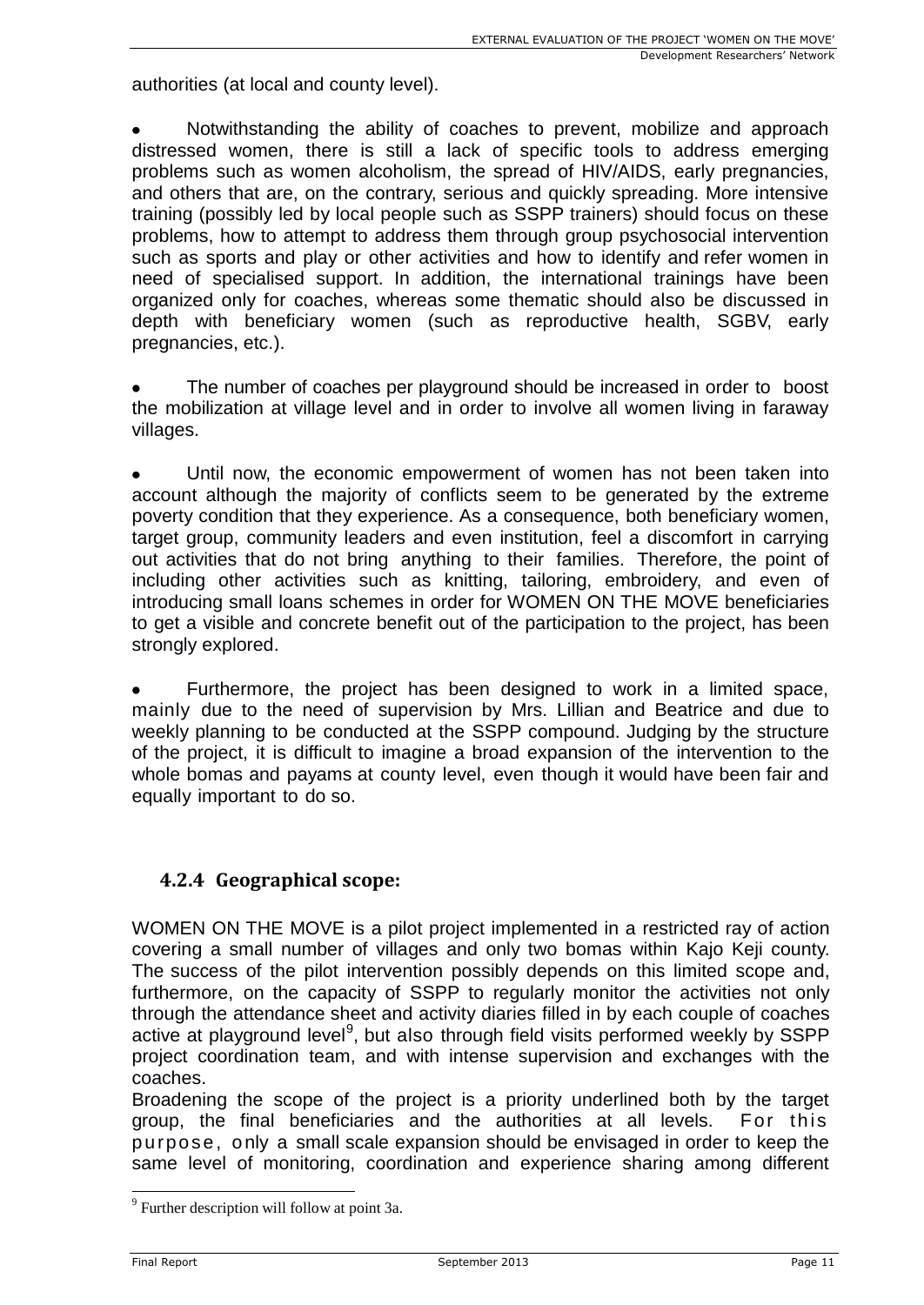authorities (at local and county level).

- Notwithstanding the ability of coaches to prevent, mobilize and approach distressed women, there is still a lack of specific tools to address emerging problems such as women alcoholism, the spread of HIV/AIDS, early pregnancies, and others that are, on the contrary, serious and quickly spreading. More intensive training (possibly led by local people such as SSPP trainers) should focus on these problems, how to attempt to address them through group psychosocial intervention such as sports and play or other activities and how to identify and refer women in need of specialised support. In addition, the international trainings have been organized only for coaches, whereas some thematic should also be discussed in depth with beneficiary women (such as reproductive health, SGBV, early pregnancies, etc.).

- The number of coaches per playground should be increased in order to boost the mobilization at village level and in order to involve all women living in faraway villages.

- Until now, the economic empowerment of women has not been taken into account although the majority of conflicts seem to be generated by the extreme poverty condition that they experience. As a consequence, both beneficiary women, target group, community leaders and even institution, feel a discomfort in carrying out activities that do not bring anything to their families. Therefore, the point of including other activities such as knitting, tailoring, embroidery, and even of introducing small loans schemes in order for WOMEN ON THE MOVE beneficiaries to get a visible and concrete benefit out of the participation to the project, has been strongly explored.

- Furthermore, the project has been designed to work in a limited space, mainly due to the need of supervision by Mrs. Lillian and Beatrice and due to weekly planning to be conducted at the SSPP compound. Judging by the structure of the project, it is difficult to imagine a broad expansion of the intervention to the whole bomas and payams at county level, even though it would have been fair and equally important to do so.

### 4.2.4 Geographical scope:

WOMEN ON THE MOVE is a pilot project implemented in a restricted ray of action covering a small number of villages and only two bomas within Kajo Keji county. The success of the pilot intervention possibly depends on this limited scope and, furthermore, on the capacity of SSPP to regularly monitor the activities not only through the attendance sheet and activity diaries filled in by each couple of coaches active at playground level[9], but also through field visits performed weekly by SSPP project coordination team, and with intense supervision and exchanges with the coaches.

Broadening the scope of the project is a priority underlined both by the target group, the final beneficiaries and the authorities at all levels. For this purpose, only a small scale expansion should be envisaged in order to keep the same level of monitoring, coordination and experience sharing among different

[9] Further description will follow at point 3a.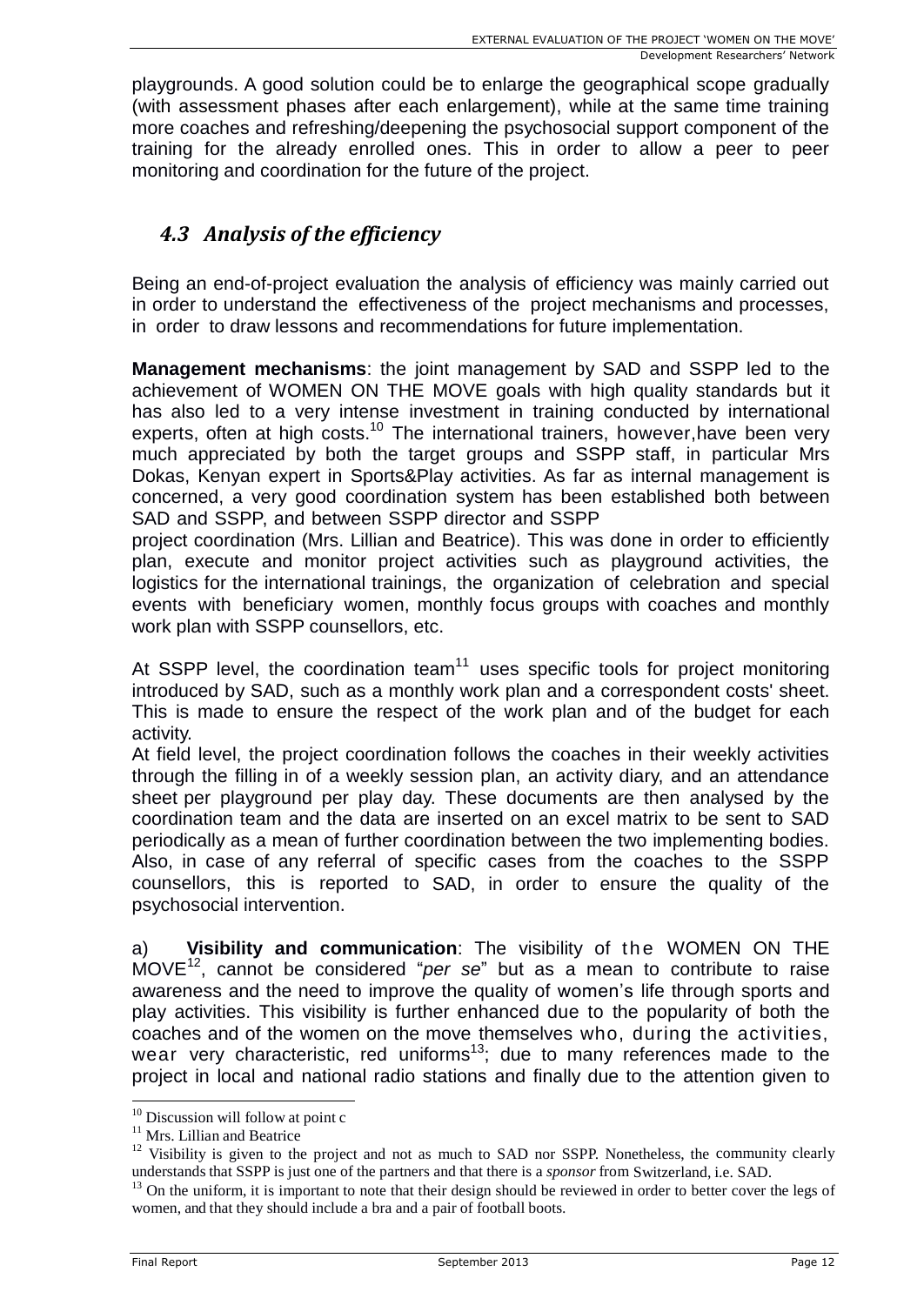playgrounds. A good solution could be to enlarge the geographical scope gradually (with assessment phases after each enlargement), while at the same time training more coaches and refreshing/deepening the psychosocial support component of the training for the already enrolled ones. This in order to allow a peer to peer monitoring and coordination for the future of the project.

## *4.3 Analysis of the efficiency*

Being an end-of-project evaluation the analysis of efficiency was mainly carried out in order to understand the effectiveness of the project mechanisms and processes, in order to draw lessons and recommendations for future implementation.

**Management mechanisms**: the joint management by SAD and SSPP led to the achievement of WOMEN ON THE MOVE goals with high quality standards but it has also led to a very intense investment in training conducted by international experts, often at high costs.[10] The international trainers, however,have been very much appreciated by both the target groups and SSPP staff, in particular Mrs Dokas, Kenyan expert in Sports&Play activities. As far as internal management is concerned, a very good coordination system has been established both between SAD and SSPP, and between SSPP director and SSPP project coordination (Mrs. Lillian and Beatrice). This was done in order to efficiently plan, execute and monitor project activities such as playground activities, the logistics for the international trainings, the organization of celebration and special events with beneficiary women, monthly focus groups with coaches and monthly work plan with SSPP counsellors, etc.

At SSPP level, the coordination team[11] uses specific tools for project monitoring introduced by SAD, such as a monthly work plan and a correspondent costs' sheet. This is made to ensure the respect of the work plan and of the budget for each activity.

At field level, the project coordination follows the coaches in their weekly activities through the filling in of a weekly session plan, an activity diary, and an attendance sheet per playground per play day. These documents are then analysed by the coordination team and the data are inserted on an excel matrix to be sent to SAD periodically as a mean of further coordination between the two implementing bodies. Also, in case of any referral of specific cases from the coaches to the SSPP counsellors, this is reported to SAD, in order to ensure the quality of the psychosocial intervention.

a) **Visibility and communication**: The visibility of the WOMEN ON THE MOVE[12], cannot be considered "*per se*" but as a mean to contribute to raise awareness and the need to improve the quality of women's life through sports and play activities. This visibility is further enhanced due to the popularity of both the coaches and of the women on the move themselves who, during the activities, wear very characteristic, red uniforms[13]; due to many references made to the project in local and national radio stations and finally due to the attention given to

---

[10] Discussion will follow at point c

[11] Mrs. Lillian and Beatrice

[12] Visibility is given to the project and not as much to SAD nor SSPP. Nonetheless, the community clearly understands that SSPP is just one of the partners and that there is a *sponsor* from Switzerland, i.e. SAD.

[13] On the uniform, it is important to note that their design should be reviewed in order to better cover the legs of women, and that they should include a bra and a pair of football boots.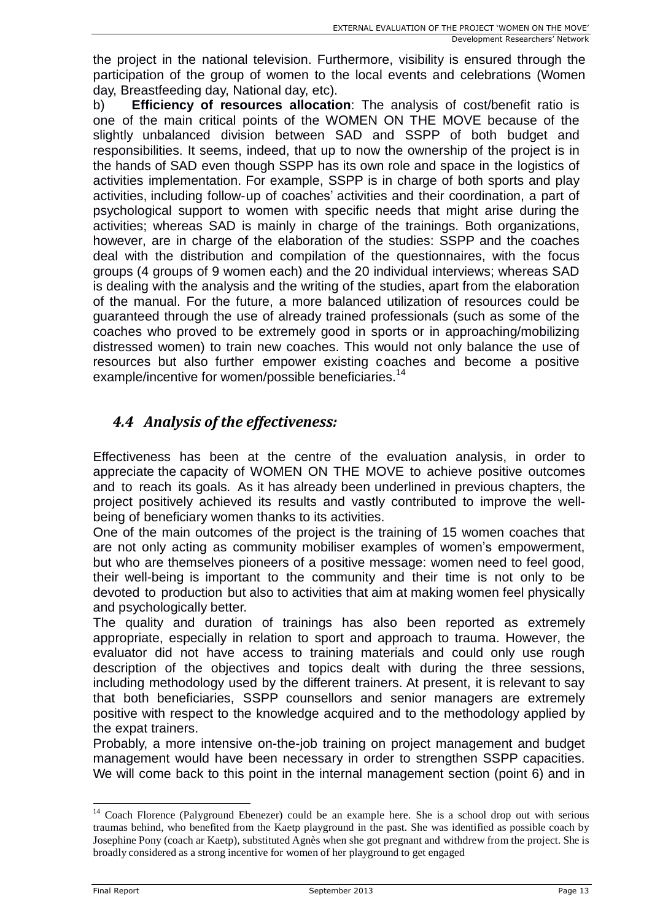the project in the national television. Furthermore, visibility is ensured through the participation of the group of women to the local events and celebrations (Women day, Breastfeeding day, National day, etc).

b) **Efficiency of resources allocation**: The analysis of cost/benefit ratio is one of the main critical points of the WOMEN ON THE MOVE because of the slightly unbalanced division between SAD and SSPP of both budget and responsibilities. It seems, indeed, that up to now the ownership of the project is in the hands of SAD even though SSPP has its own role and space in the logistics of activities implementation. For example, SSPP is in charge of both sports and play activities, including follow-up of coaches' activities and their coordination, a part of psychological support to women with specific needs that might arise during the activities; whereas SAD is mainly in charge of the trainings. Both organizations, however, are in charge of the elaboration of the studies: SSPP and the coaches deal with the distribution and compilation of the questionnaires, with the focus groups (4 groups of 9 women each) and the 20 individual interviews; whereas SAD is dealing with the analysis and the writing of the studies, apart from the elaboration of the manual. For the future, a more balanced utilization of resources could be guaranteed through the use of already trained professionals (such as some of the coaches who proved to be extremely good in sports or in approaching/mobilizing distressed women) to train new coaches. This would not only balance the use of resources but also further empower existing coaches and become a positive example/incentive for women/possible beneficiaries.[14]

## *4.4 Analysis of the effectiveness:*

Effectiveness has been at the centre of the evaluation analysis, in order to appreciate the capacity of WOMEN ON THE MOVE to achieve positive outcomes and to reach its goals. As it has already been underlined in previous chapters, the project positively achieved its results and vastly contributed to improve the well-being of beneficiary women thanks to its activities.

One of the main outcomes of the project is the training of 15 women coaches that are not only acting as community mobiliser examples of women's empowerment, but who are themselves pioneers of a positive message: women need to feel good, their well-being is important to the community and their time is not only to be devoted to production but also to activities that aim at making women feel physically and psychologically better.

The quality and duration of trainings has also been reported as extremely appropriate, especially in relation to sport and approach to trauma. However, the evaluator did not have access to training materials and could only use rough description of the objectives and topics dealt with during the three sessions, including methodology used by the different trainers. At present, it is relevant to say that both beneficiaries, SSPP counsellors and senior managers are extremely positive with respect to the knowledge acquired and to the methodology applied by the expat trainers.

Probably, a more intensive on-the-job training on project management and budget management would have been necessary in order to strengthen SSPP capacities. We will come back to this point in the internal management section (point 6) and in

[14] Coach Florence (Palyground Ebenezer) could be an example here. She is a school drop out with serious traumas behind, who benefited from the Kaetp playground in the past. She was identified as possible coach by Josephine Pony (coach ar Kaetp), substituted Agnès when she got pregnant and withdrew from the project. She is broadly considered as a strong incentive for women of her playground to get engaged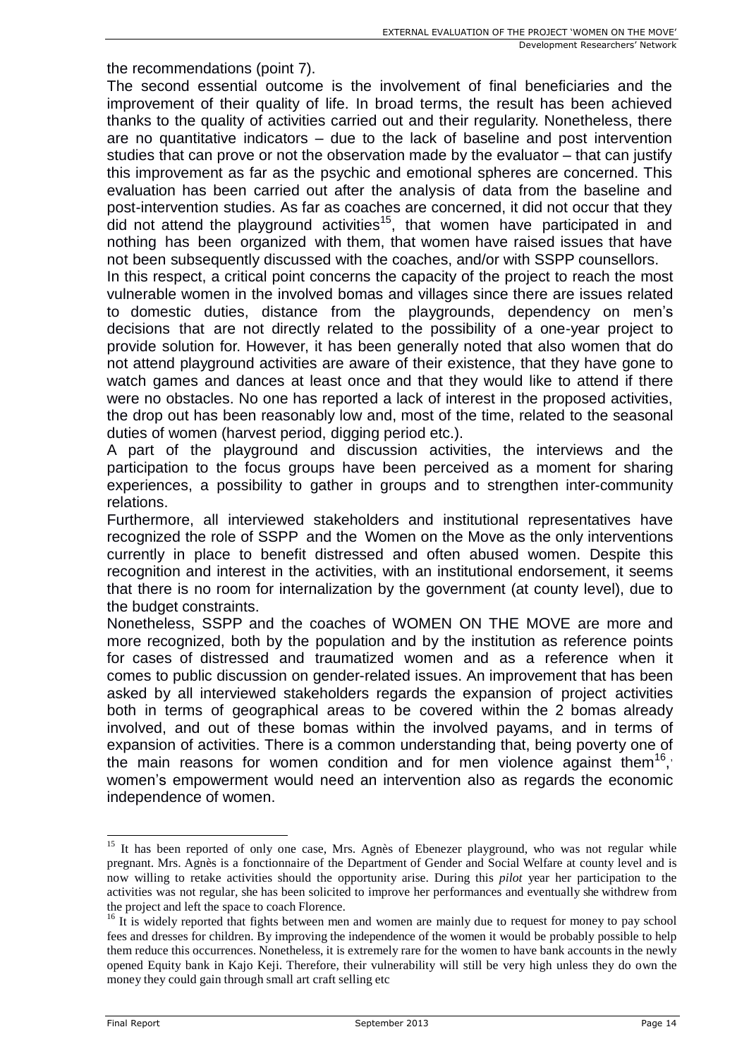the recommendations (point 7).

The second essential outcome is the involvement of final beneficiaries and the improvement of their quality of life. In broad terms, the result has been achieved thanks to the quality of activities carried out and their regularity. Nonetheless, there are no quantitative indicators – due to the lack of baseline and post intervention studies that can prove or not the observation made by the evaluator – that can justify this improvement as far as the psychic and emotional spheres are concerned. This evaluation has been carried out after the analysis of data from the baseline and post-intervention studies. As far as coaches are concerned, it did not occur that they did not attend the playground activities[15], that women have participated in and nothing has been organized with them, that women have raised issues that have not been subsequently discussed with the coaches, and/or with SSPP counsellors.

In this respect, a critical point concerns the capacity of the project to reach the most vulnerable women in the involved bomas and villages since there are issues related to domestic duties, distance from the playgrounds, dependency on men's decisions that are not directly related to the possibility of a one-year project to provide solution for. However, it has been generally noted that also women that do not attend playground activities are aware of their existence, that they have gone to watch games and dances at least once and that they would like to attend if there were no obstacles. No one has reported a lack of interest in the proposed activities, the drop out has been reasonably low and, most of the time, related to the seasonal duties of women (harvest period, digging period etc.).

A part of the playground and discussion activities, the interviews and the participation to the focus groups have been perceived as a moment for sharing experiences, a possibility to gather in groups and to strengthen inter-community relations.

Furthermore, all interviewed stakeholders and institutional representatives have recognized the role of SSPP and the Women on the Move as the only interventions currently in place to benefit distressed and often abused women. Despite this recognition and interest in the activities, with an institutional endorsement, it seems that there is no room for internalization by the government (at county level), due to the budget constraints.

Nonetheless, SSPP and the coaches of WOMEN ON THE MOVE are more and more recognized, both by the population and by the institution as reference points for cases of distressed and traumatized women and as a reference when it comes to public discussion on gender-related issues. An improvement that has been asked by all interviewed stakeholders regards the expansion of project activities both in terms of geographical areas to be covered within the 2 bomas already involved, and out of these bomas within the involved payams, and in terms of expansion of activities. There is a common understanding that, being poverty one of the main reasons for women condition and for men violence against them[16], women's empowerment would need an intervention also as regards the economic independence of women.

---

[15] It has been reported of only one case, Mrs. Agnès of Ebenezer playground, who was not regular while pregnant. Mrs. Agnès is a fonctionnaire of the Department of Gender and Social Welfare at county level and is now willing to retake activities should the opportunity arise. During this *pilot* year her participation to the activities was not regular, she has been solicited to improve her performances and eventually she withdrew from the project and left the space to coach Florence.

[16] It is widely reported that fights between men and women are mainly due to request for money to pay school fees and dresses for children. By improving the independence of the women it would be probably possible to help them reduce this occurrences. Nonetheless, it is extremely rare for the women to have bank accounts in the newly opened Equity bank in Kajo Keji. Therefore, their vulnerability will still be very high unless they do own the money they could gain through small art craft selling etc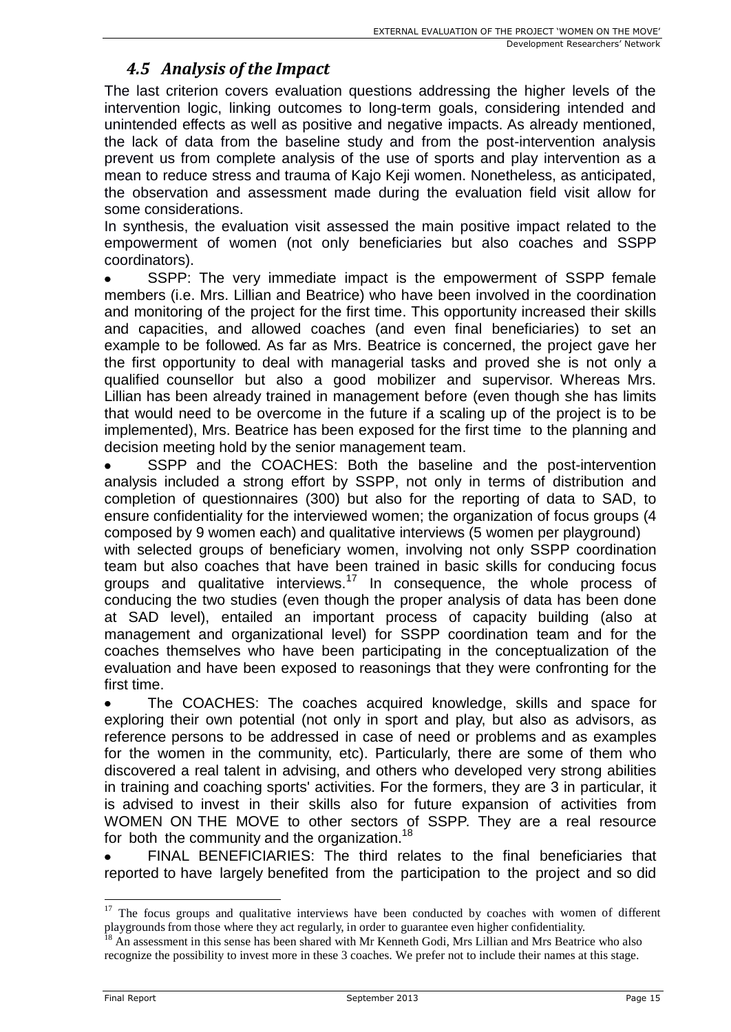## *4.5 Analysis of the Impact*

The last criterion covers evaluation questions addressing the higher levels of the intervention logic, linking outcomes to long-term goals, considering intended and unintended effects as well as positive and negative impacts. As already mentioned, the lack of data from the baseline study and from the post-intervention analysis prevent us from complete analysis of the use of sports and play intervention as a mean to reduce stress and trauma of Kajo Keji women. Nonetheless, as anticipated, the observation and assessment made during the evaluation field visit allow for some considerations.

In synthesis, the evaluation visit assessed the main positive impact related to the empowerment of women (not only beneficiaries but also coaches and SSPP coordinators).

- SSPP: The very immediate impact is the empowerment of SSPP female members (i.e. Mrs. Lillian and Beatrice) who have been involved in the coordination and monitoring of the project for the first time. This opportunity increased their skills and capacities, and allowed coaches (and even final beneficiaries) to set an example to be followed. As far as Mrs. Beatrice is concerned, the project gave her the first opportunity to deal with managerial tasks and proved she is not only a qualified counsellor but also a good mobilizer and supervisor. Whereas Mrs. Lillian has been already trained in management before (even though she has limits that would need to be overcome in the future if a scaling up of the project is to be implemented), Mrs. Beatrice has been exposed for the first time to the planning and decision meeting hold by the senior management team.
- SSPP and the COACHES: Both the baseline and the post-intervention analysis included a strong effort by SSPP, not only in terms of distribution and completion of questionnaires (300) but also for the reporting of data to SAD, to ensure confidentiality for the interviewed women; the organization of focus groups (4 composed by 9 women each) and qualitative interviews (5 women per playground) with selected groups of beneficiary women, involving not only SSPP coordination team but also coaches that have been trained in basic skills for conducing focus groups and qualitative interviews.[17] In consequence, the whole process of conducing the two studies (even though the proper analysis of data has been done at SAD level), entailed an important process of capacity building (also at management and organizational level) for SSPP coordination team and for the coaches themselves who have been participating in the conceptualization of the evaluation and have been exposed to reasonings that they were confronting for the first time.
- The COACHES: The coaches acquired knowledge, skills and space for exploring their own potential (not only in sport and play, but also as advisors, as reference persons to be addressed in case of need or problems and as examples for the women in the community, etc). Particularly, there are some of them who discovered a real talent in advising, and others who developed very strong abilities in training and coaching sports' activities. For the formers, they are 3 in particular, it is advised to invest in their skills also for future expansion of activities from WOMEN ON THE MOVE to other sectors of SSPP. They are a real resource for both the community and the organization.[18]
- FINAL BENEFICIARIES: The third relates to the final beneficiaries that reported to have largely benefited from the participation to the project and so did

---

[17] The focus groups and qualitative interviews have been conducted by coaches with women of different playgrounds from those where they act regularly, in order to guarantee even higher confidentiality.

[18] An assessment in this sense has been shared with Mr Kenneth Godi, Mrs Lillian and Mrs Beatrice who also recognize the possibility to invest more in these 3 coaches. We prefer not to include their names at this stage.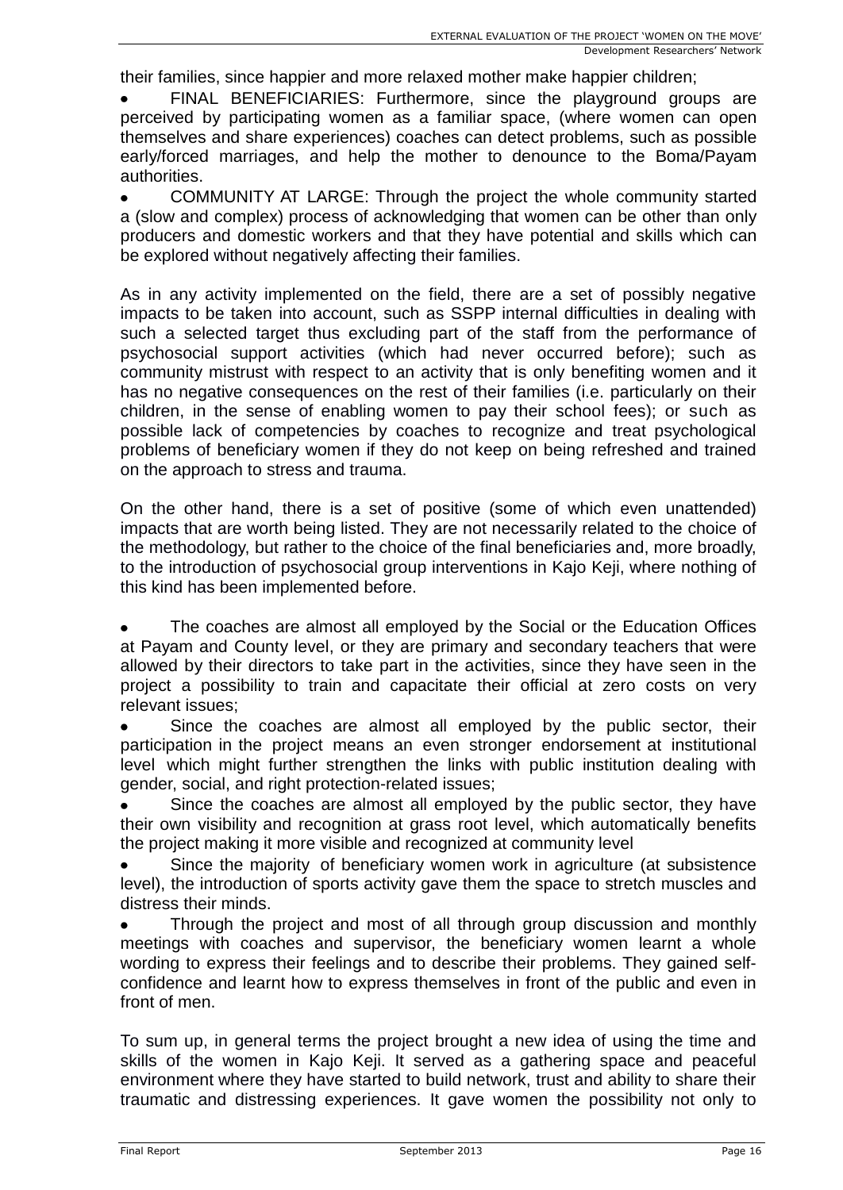their families, since happier and more relaxed mother make happier children;

- FINAL BENEFICIARIES: Furthermore, since the playground groups are perceived by participating women as a familiar space, (where women can open themselves and share experiences) coaches can detect problems, such as possible early/forced marriages, and help the mother to denounce to the Boma/Payam authorities.
- COMMUNITY AT LARGE: Through the project the whole community started a (slow and complex) process of acknowledging that women can be other than only producers and domestic workers and that they have potential and skills which can be explored without negatively affecting their families.

As in any activity implemented on the field, there are a set of possibly negative impacts to be taken into account, such as SSPP internal difficulties in dealing with such a selected target thus excluding part of the staff from the performance of psychosocial support activities (which had never occurred before); such as community mistrust with respect to an activity that is only benefiting women and it has no negative consequences on the rest of their families (i.e. particularly on their children, in the sense of enabling women to pay their school fees); or such as possible lack of competencies by coaches to recognize and treat psychological problems of beneficiary women if they do not keep on being refreshed and trained on the approach to stress and trauma.

On the other hand, there is a set of positive (some of which even unattended) impacts that are worth being listed. They are not necessarily related to the choice of the methodology, but rather to the choice of the final beneficiaries and, more broadly, to the introduction of psychosocial group interventions in Kajo Keji, where nothing of this kind has been implemented before.

- The coaches are almost all employed by the Social or the Education Offices at Payam and County level, or they are primary and secondary teachers that were allowed by their directors to take part in the activities, since they have seen in the project a possibility to train and capacitate their official at zero costs on very relevant issues;
- Since the coaches are almost all employed by the public sector, their participation in the project means an even stronger endorsement at institutional level which might further strengthen the links with public institution dealing with gender, social, and right protection-related issues;
- Since the coaches are almost all employed by the public sector, they have their own visibility and recognition at grass root level, which automatically benefits the project making it more visible and recognized at community level
- Since the majority of beneficiary women work in agriculture (at subsistence level), the introduction of sports activity gave them the space to stretch muscles and distress their minds.
- Through the project and most of all through group discussion and monthly meetings with coaches and supervisor, the beneficiary women learnt a whole wording to express their feelings and to describe their problems. They gained self-confidence and learnt how to express themselves in front of the public and even in front of men.

To sum up, in general terms the project brought a new idea of using the time and skills of the women in Kajo Keji. It served as a gathering space and peaceful environment where they have started to build network, trust and ability to share their traumatic and distressing experiences. It gave women the possibility not only to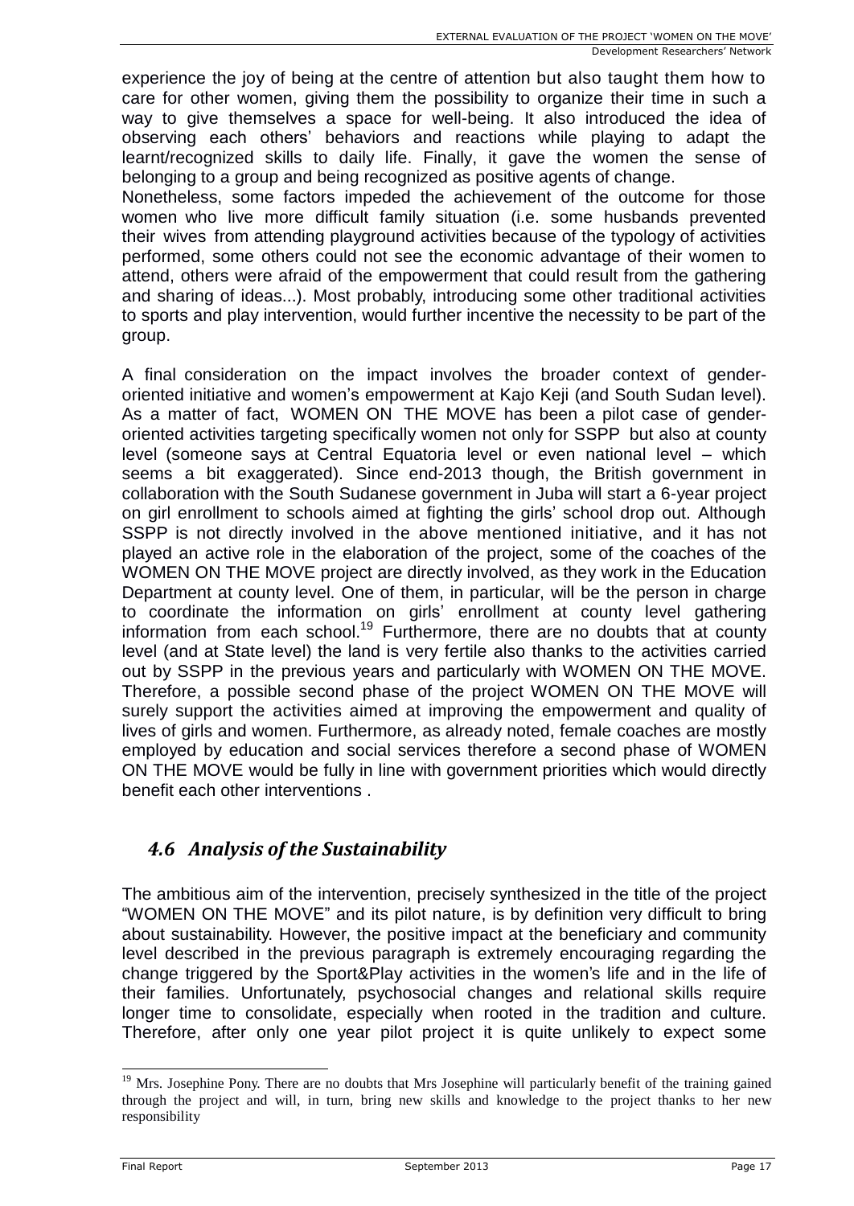experience the joy of being at the centre of attention but also taught them how to care for other women, giving them the possibility to organize their time in such a way to give themselves a space for well-being. It also introduced the idea of observing each others' behaviors and reactions while playing to adapt the learnt/recognized skills to daily life. Finally, it gave the women the sense of belonging to a group and being recognized as positive agents of change.
Nonetheless, some factors impeded the achievement of the outcome for those women who live more difficult family situation (i.e. some husbands prevented their wives from attending playground activities because of the typology of activities performed, some others could not see the economic advantage of their women to attend, others were afraid of the empowerment that could result from the gathering and sharing of ideas...). Most probably, introducing some other traditional activities to sports and play intervention, would further incentive the necessity to be part of the group.

A final consideration on the impact involves the broader context of gender-oriented initiative and women's empowerment at Kajo Keji (and South Sudan level). As a matter of fact, WOMEN ON THE MOVE has been a pilot case of gender-oriented activities targeting specifically women not only for SSPP but also at county level (someone says at Central Equatoria level or even national level – which seems a bit exaggerated). Since end-2013 though, the British government in collaboration with the South Sudanese government in Juba will start a 6-year project on girl enrollment to schools aimed at fighting the girls' school drop out. Although SSPP is not directly involved in the above mentioned initiative, and it has not played an active role in the elaboration of the project, some of the coaches of the WOMEN ON THE MOVE project are directly involved, as they work in the Education Department at county level. One of them, in particular, will be the person in charge to coordinate the information on girls' enrollment at county level gathering information from each school.[19] Furthermore, there are no doubts that at county level (and at State level) the land is very fertile also thanks to the activities carried out by SSPP in the previous years and particularly with WOMEN ON THE MOVE. Therefore, a possible second phase of the project WOMEN ON THE MOVE will surely support the activities aimed at improving the empowerment and quality of lives of girls and women. Furthermore, as already noted, female coaches are mostly employed by education and social services therefore a second phase of WOMEN ON THE MOVE would be fully in line with government priorities which would directly benefit each other interventions .

## *4.6 Analysis of the Sustainability*

The ambitious aim of the intervention, precisely synthesized in the title of the project "WOMEN ON THE MOVE" and its pilot nature, is by definition very difficult to bring about sustainability. However, the positive impact at the beneficiary and community level described in the previous paragraph is extremely encouraging regarding the change triggered by the Sport&Play activities in the women's life and in the life of their families. Unfortunately, psychosocial changes and relational skills require longer time to consolidate, especially when rooted in the tradition and culture. Therefore, after only one year pilot project it is quite unlikely to expect some

[19] Mrs. Josephine Pony. There are no doubts that Mrs Josephine will particularly benefit of the training gained through the project and will, in turn, bring new skills and knowledge to the project thanks to her new responsibility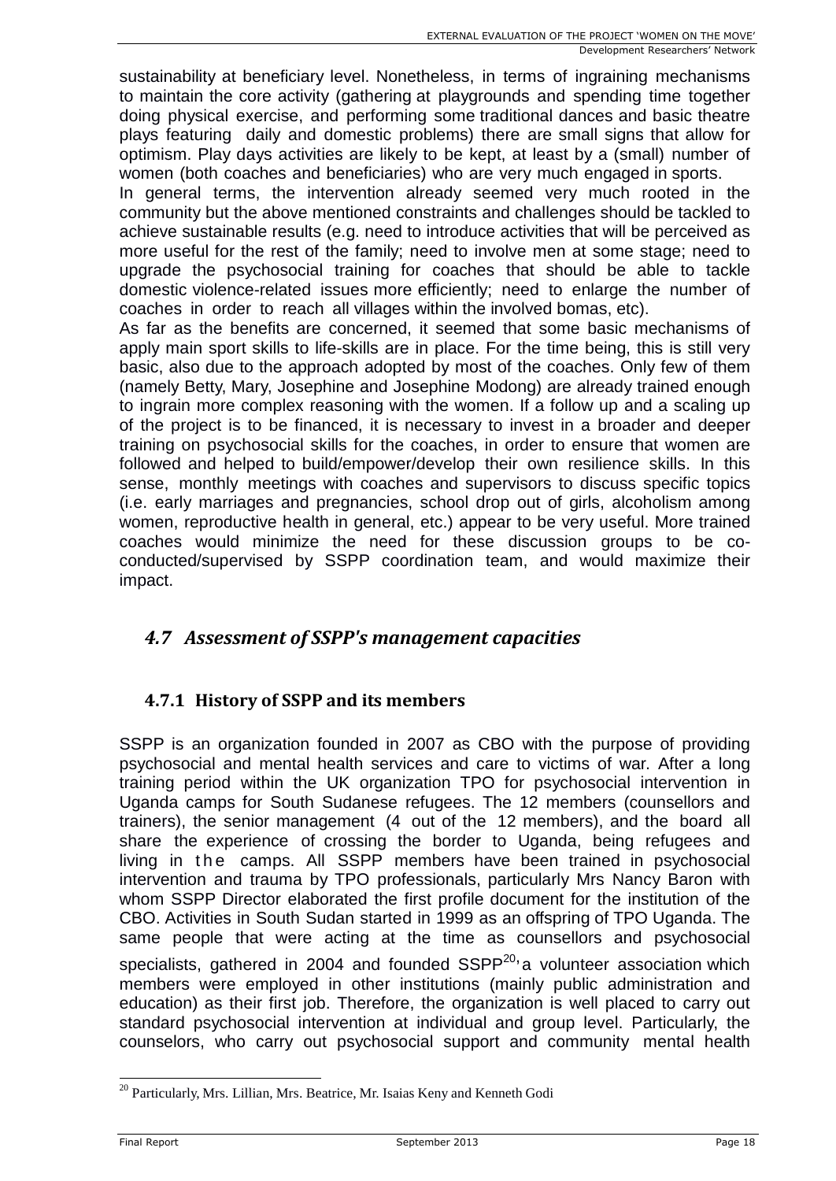sustainability at beneficiary level. Nonetheless, in terms of ingraining mechanisms to maintain the core activity (gathering at playgrounds and spending time together doing physical exercise, and performing some traditional dances and basic theatre plays featuring daily and domestic problems) there are small signs that allow for optimism. Play days activities are likely to be kept, at least by a (small) number of women (both coaches and beneficiaries) who are very much engaged in sports.

In general terms, the intervention already seemed very much rooted in the community but the above mentioned constraints and challenges should be tackled to achieve sustainable results (e.g. need to introduce activities that will be perceived as more useful for the rest of the family; need to involve men at some stage; need to upgrade the psychosocial training for coaches that should be able to tackle domestic violence-related issues more efficiently; need to enlarge the number of coaches in order to reach all villages within the involved bomas, etc).

As far as the benefits are concerned, it seemed that some basic mechanisms of apply main sport skills to life-skills are in place. For the time being, this is still very basic, also due to the approach adopted by most of the coaches. Only few of them (namely Betty, Mary, Josephine and Josephine Modong) are already trained enough to ingrain more complex reasoning with the women. If a follow up and a scaling up of the project is to be financed, it is necessary to invest in a broader and deeper training on psychosocial skills for the coaches, in order to ensure that women are followed and helped to build/empower/develop their own resilience skills. In this sense, monthly meetings with coaches and supervisors to discuss specific topics (i.e. early marriages and pregnancies, school drop out of girls, alcoholism among women, reproductive health in general, etc.) appear to be very useful. More trained coaches would minimize the need for these discussion groups to be co-conducted/supervised by SSPP coordination team, and would maximize their impact.

## *4.7 Assessment of SSPP's management capacities*

### 4.7.1 History of SSPP and its members

SSPP is an organization founded in 2007 as CBO with the purpose of providing psychosocial and mental health services and care to victims of war. After a long training period within the UK organization TPO for psychosocial intervention in Uganda camps for South Sudanese refugees. The 12 members (counsellors and trainers), the senior management (4 out of the 12 members), and the board all share the experience of crossing the border to Uganda, being refugees and living in the camps. All SSPP members have been trained in psychosocial intervention and trauma by TPO professionals, particularly Mrs Nancy Baron with whom SSPP Director elaborated the first profile document for the institution of the CBO. Activities in South Sudan started in 1999 as an offspring of TPO Uganda. The same people that were acting at the time as counsellors and psychosocial specialists, gathered in 2004 and founded SSPP[20], a volunteer association which members were employed in other institutions (mainly public administration and education) as their first job. Therefore, the organization is well placed to carry out standard psychosocial intervention at individual and group level. Particularly, the counselors, who carry out psychosocial support and community mental health

[20] Particularly, Mrs. Lillian, Mrs. Beatrice, Mr. Isaias Keny and Kenneth Godi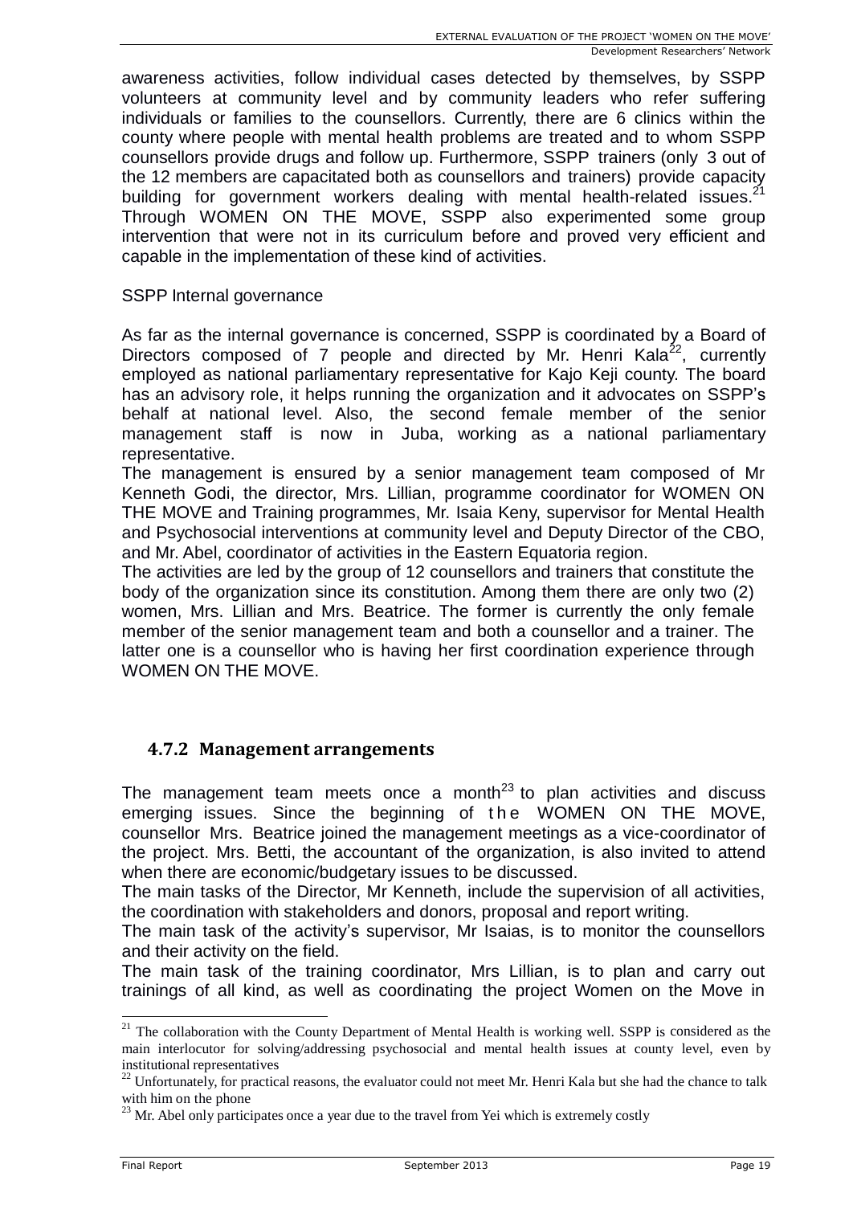awareness activities, follow individual cases detected by themselves, by SSPP volunteers at community level and by community leaders who refer suffering individuals or families to the counsellors. Currently, there are 6 clinics within the county where people with mental health problems are treated and to whom SSPP counsellors provide drugs and follow up. Furthermore, SSPP trainers (only 3 out of the 12 members are capacitated both as counsellors and trainers) provide capacity building for government workers dealing with mental health-related issues.[21] Through WOMEN ON THE MOVE, SSPP also experimented some group intervention that were not in its curriculum before and proved very efficient and capable in the implementation of these kind of activities.

SSPP Internal governance

As far as the internal governance is concerned, SSPP is coordinated by a Board of Directors composed of 7 people and directed by Mr. Henri Kala[22], currently employed as national parliamentary representative for Kajo Keji county. The board has an advisory role, it helps running the organization and it advocates on SSPP's behalf at national level. Also, the second female member of the senior management staff is now in Juba, working as a national parliamentary representative.

The management is ensured by a senior management team composed of Mr Kenneth Godi, the director, Mrs. Lillian, programme coordinator for WOMEN ON THE MOVE and Training programmes, Mr. Isaia Keny, supervisor for Mental Health and Psychosocial interventions at community level and Deputy Director of the CBO, and Mr. Abel, coordinator of activities in the Eastern Equatoria region.

The activities are led by the group of 12 counsellors and trainers that constitute the body of the organization since its constitution. Among them there are only two (2) women, Mrs. Lillian and Mrs. Beatrice. The former is currently the only female member of the senior management team and both a counsellor and a trainer. The latter one is a counsellor who is having her first coordination experience through WOMEN ON THE MOVE.

### 4.7.2 Management arrangements

The management team meets once a month[23] to plan activities and discuss emerging issues. Since the beginning of the WOMEN ON THE MOVE, counsellor Mrs. Beatrice joined the management meetings as a vice-coordinator of the project. Mrs. Betti, the accountant of the organization, is also invited to attend when there are economic/budgetary issues to be discussed.

The main tasks of the Director, Mr Kenneth, include the supervision of all activities, the coordination with stakeholders and donors, proposal and report writing.

The main task of the activity's supervisor, Mr Isaias, is to monitor the counsellors and their activity on the field.

The main task of the training coordinator, Mrs Lillian, is to plan and carry out trainings of all kind, as well as coordinating the project Women on the Move in

---

[21] The collaboration with the County Department of Mental Health is working well. SSPP is considered as the main interlocutor for solving/addressing psychosocial and mental health issues at county level, even by institutional representatives

[22] Unfortunately, for practical reasons, the evaluator could not meet Mr. Henri Kala but she had the chance to talk with him on the phone

[23] Mr. Abel only participates once a year due to the travel from Yei which is extremely costly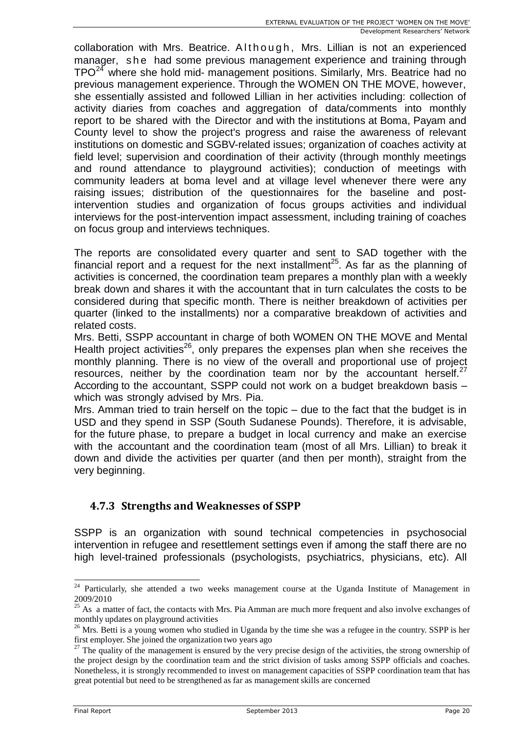collaboration with Mrs. Beatrice. Although, Mrs. Lillian is not an experienced manager, she had some previous management experience and training through TPO[24] where she hold mid- management positions. Similarly, Mrs. Beatrice had no previous management experience. Through the WOMEN ON THE MOVE, however, she essentially assisted and followed Lillian in her activities including: collection of activity diaries from coaches and aggregation of data/comments into monthly report to be shared with the Director and with the institutions at Boma, Payam and County level to show the project's progress and raise the awareness of relevant institutions on domestic and SGBV-related issues; organization of coaches activity at field level; supervision and coordination of their activity (through monthly meetings and round attendance to playground activities); conduction of meetings with community leaders at boma level and at village level whenever there were any raising issues; distribution of the questionnaires for the baseline and post-intervention studies and organization of focus groups activities and individual interviews for the post-intervention impact assessment, including training of coaches on focus group and interviews techniques.

The reports are consolidated every quarter and sent to SAD together with the financial report and a request for the next installment[25]. As far as the planning of activities is concerned, the coordination team prepares a monthly plan with a weekly break down and shares it with the accountant that in turn calculates the costs to be considered during that specific month. There is neither breakdown of activities per quarter (linked to the installments) nor a comparative breakdown of activities and related costs.

Mrs. Betti, SSPP accountant in charge of both WOMEN ON THE MOVE and Mental Health project activities[26], only prepares the expenses plan when she receives the monthly planning. There is no view of the overall and proportional use of project resources, neither by the coordination team nor by the accountant herself.[27] According to the accountant, SSPP could not work on a budget breakdown basis – which was strongly advised by Mrs. Pia.

Mrs. Amman tried to train herself on the topic – due to the fact that the budget is in USD and they spend in SSP (South Sudanese Pounds). Therefore, it is advisable, for the future phase, to prepare a budget in local currency and make an exercise with the accountant and the coordination team (most of all Mrs. Lillian) to break it down and divide the activities per quarter (and then per month), straight from the very beginning.

### 4.7.3 Strengths and Weaknesses of SSPP

SSPP is an organization with sound technical competencies in psychosocial intervention in refugee and resettlement settings even if among the staff there are no high level-trained professionals (psychologists, psychiatrics, physicians, etc). All

---

[24] Particularly, she attended a two weeks management course at the Uganda Institute of Management in 2009/2010

[25] As a matter of fact, the contacts with Mrs. Pia Amman are much more frequent and also involve exchanges of monthly updates on playground activities

[26] Mrs. Betti is a young women who studied in Uganda by the time she was a refugee in the country. SSPP is her first employer. She joined the organization two years ago

[27] The quality of the management is ensured by the very precise design of the activities, the strong ownership of the project design by the coordination team and the strict division of tasks among SSPP officials and coaches. Nonetheless, it is strongly recommended to invest on management capacities of SSPP coordination team that has great potential but need to be strengthened as far as management skills are concerned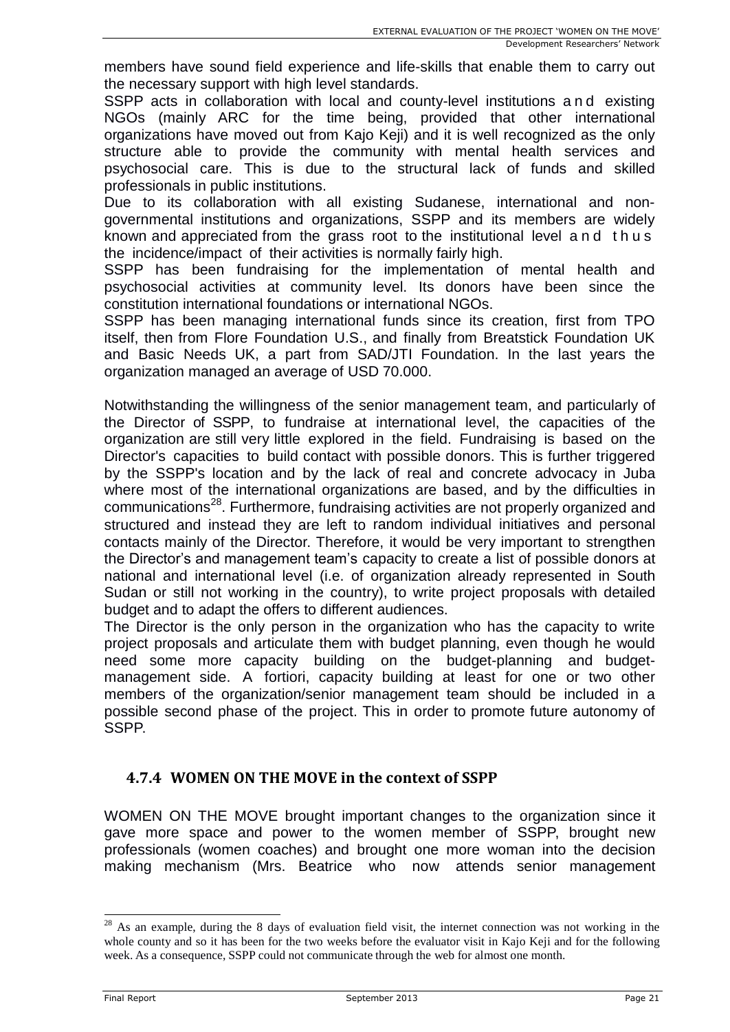members have sound field experience and life-skills that enable them to carry out the necessary support with high level standards.

SSPP acts in collaboration with local and county-level institutions and existing NGOs (mainly ARC for the time being, provided that other international organizations have moved out from Kajo Keji) and it is well recognized as the only structure able to provide the community with mental health services and psychosocial care. This is due to the structural lack of funds and skilled professionals in public institutions.

Due to its collaboration with all existing Sudanese, international and non-governmental institutions and organizations, SSPP and its members are widely known and appreciated from the grass root to the institutional level and thus the incidence/impact of their activities is normally fairly high.

SSPP has been fundraising for the implementation of mental health and psychosocial activities at community level. Its donors have been since the constitution international foundations or international NGOs.

SSPP has been managing international funds since its creation, first from TPO itself, then from Flore Foundation U.S., and finally from Breatstick Foundation UK and Basic Needs UK, a part from SAD/JTI Foundation. In the last years the organization managed an average of USD 70.000.

Notwithstanding the willingness of the senior management team, and particularly of the Director of SSPP, to fundraise at international level, the capacities of the organization are still very little explored in the field. Fundraising is based on the Director's capacities to build contact with possible donors. This is further triggered by the SSPP's location and by the lack of real and concrete advocacy in Juba where most of the international organizations are based, and by the difficulties in communications[28]. Furthermore, fundraising activities are not properly organized and structured and instead they are left to random individual initiatives and personal contacts mainly of the Director. Therefore, it would be very important to strengthen the Director's and management team's capacity to create a list of possible donors at national and international level (i.e. of organization already represented in South Sudan or still not working in the country), to write project proposals with detailed budget and to adapt the offers to different audiences.

The Director is the only person in the organization who has the capacity to write project proposals and articulate them with budget planning, even though he would need some more capacity building on the budget-planning and budget-management side. A fortiori, capacity building at least for one or two other members of the organization/senior management team should be included in a possible second phase of the project. This in order to promote future autonomy of SSPP.

### 4.7.4 WOMEN ON THE MOVE in the context of SSPP

WOMEN ON THE MOVE brought important changes to the organization since it gave more space and power to the women member of SSPP, brought new professionals (women coaches) and brought one more woman into the decision making mechanism (Mrs. Beatrice who now attends senior management

[28] As an example, during the 8 days of evaluation field visit, the internet connection was not working in the whole county and so it has been for the two weeks before the evaluator visit in Kajo Keji and for the following week. As a consequence, SSPP could not communicate through the web for almost one month.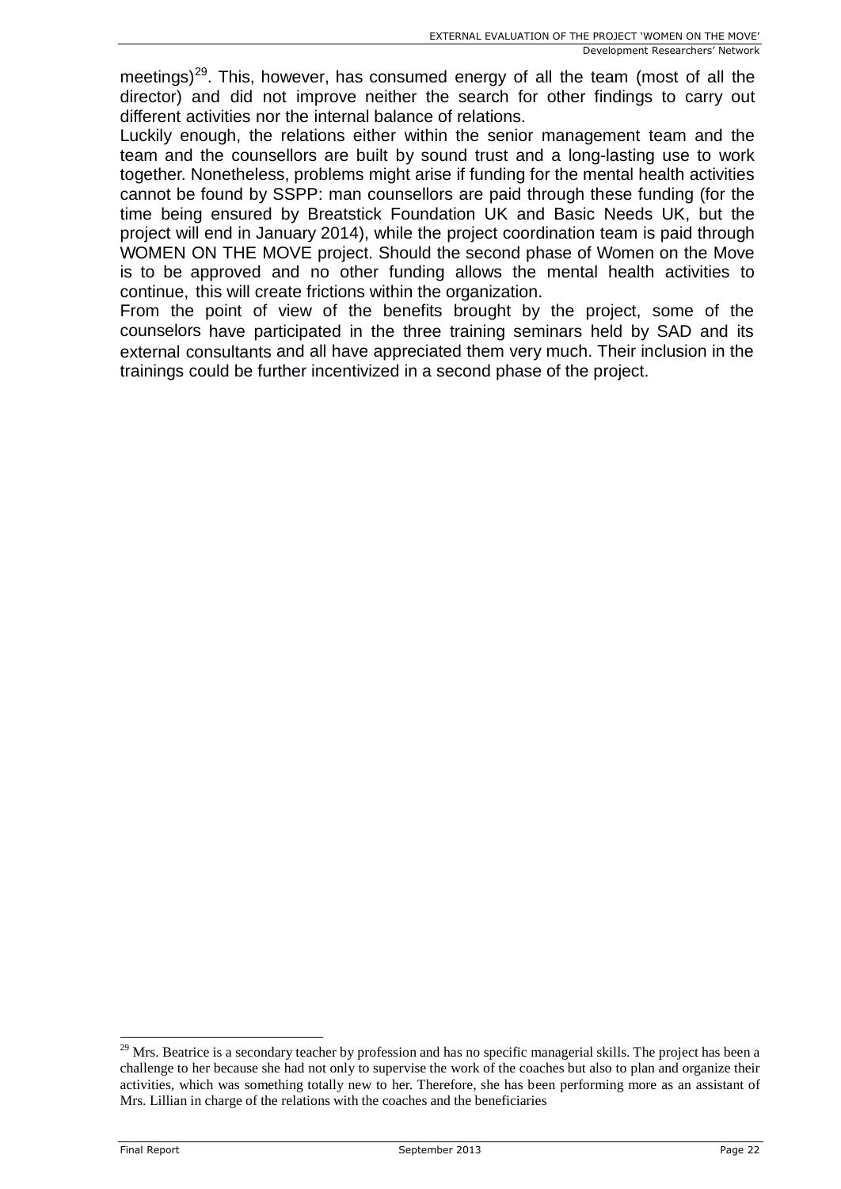meetings)[29]. This, however, has consumed energy of all the team (most of all the director) and did not improve neither the search for other findings to carry out different activities nor the internal balance of relations.

Luckily enough, the relations either within the senior management team and the team and the counsellors are built by sound trust and a long-lasting use to work together. Nonetheless, problems might arise if funding for the mental health activities cannot be found by SSPP: man counsellors are paid through these funding (for the time being ensured by Breatstick Foundation UK and Basic Needs UK, but the project will end in January 2014), while the project coordination team is paid through WOMEN ON THE MOVE project. Should the second phase of Women on the Move is to be approved and no other funding allows the mental health activities to continue, this will create frictions within the organization.

From the point of view of the benefits brought by the project, some of the counselors have participated in the three training seminars held by SAD and its external consultants and all have appreciated them very much. Their inclusion in the trainings could be further incentivized in a second phase of the project.

[29] Mrs. Beatrice is a secondary teacher by profession and has no specific managerial skills. The project has been a challenge to her because she had not only to supervise the work of the coaches but also to plan and organize their activities, which was something totally new to her. Therefore, she has been performing more as an assistant of Mrs. Lillian in charge of the relations with the coaches and the beneficiaries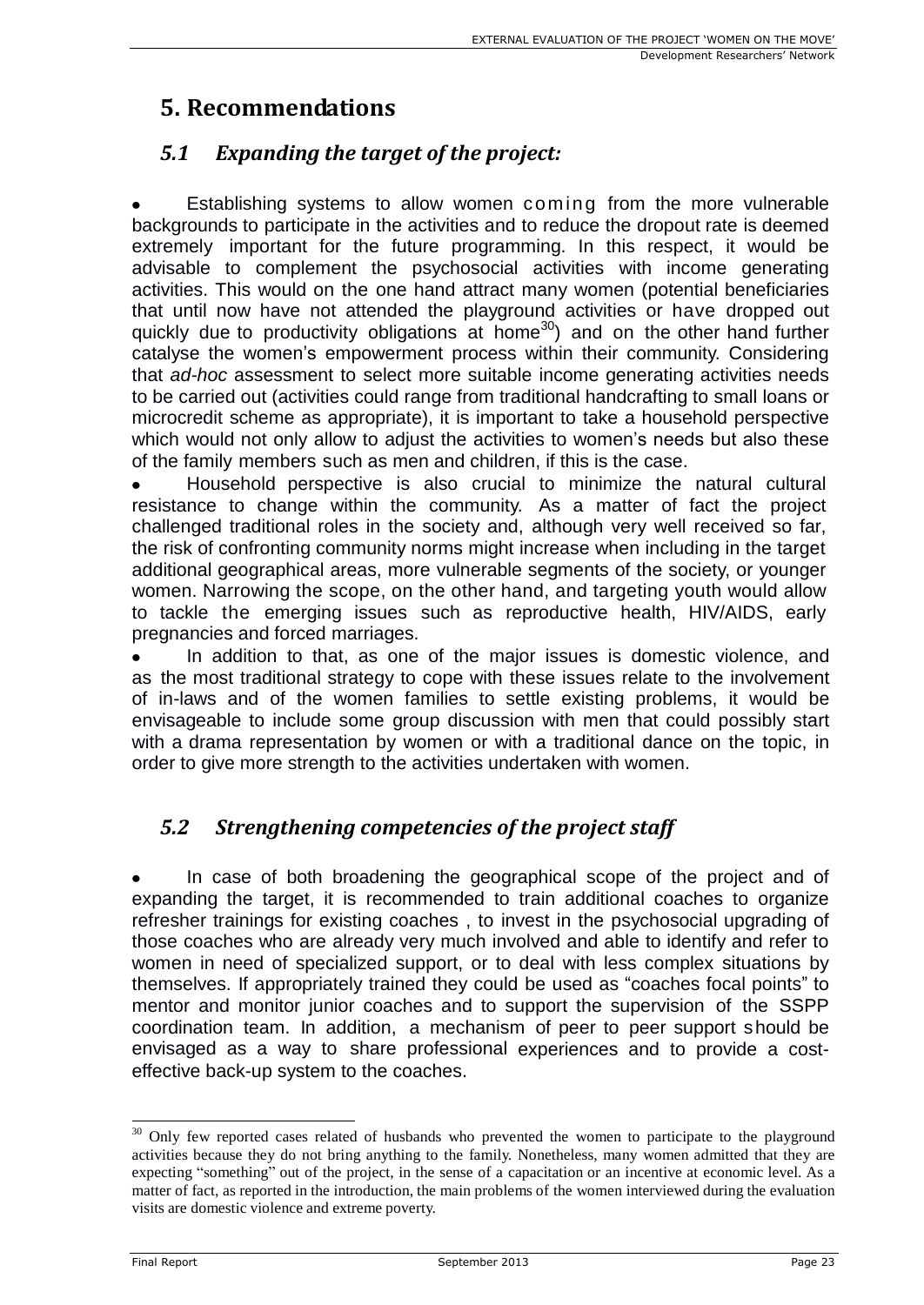# 5. Recommendations

## *5.1 Expanding the target of the project:*

- Establishing systems to allow women coming from the more vulnerable backgrounds to participate in the activities and to reduce the dropout rate is deemed extremely important for the future programming. In this respect, it would be advisable to complement the psychosocial activities with income generating activities. This would on the one hand attract many women (potential beneficiaries that until now have not attended the playground activities or have dropped out quickly due to productivity obligations at home[30]) and on the other hand further catalyse the women's empowerment process within their community. Considering that *ad-hoc* assessment to select more suitable income generating activities needs to be carried out (activities could range from traditional handcrafting to small loans or microcredit scheme as appropriate), it is important to take a household perspective which would not only allow to adjust the activities to women's needs but also these of the family members such as men and children, if this is the case.
- Household perspective is also crucial to minimize the natural cultural resistance to change within the community. As a matter of fact the project challenged traditional roles in the society and, although very well received so far, the risk of confronting community norms might increase when including in the target additional geographical areas, more vulnerable segments of the society, or younger women. Narrowing the scope, on the other hand, and targeting youth would allow to tackle the emerging issues such as reproductive health, HIV/AIDS, early pregnancies and forced marriages.
- In addition to that, as one of the major issues is domestic violence, and as the most traditional strategy to cope with these issues relate to the involvement of in-laws and of the women families to settle existing problems, it would be envisageable to include some group discussion with men that could possibly start with a drama representation by women or with a traditional dance on the topic, in order to give more strength to the activities undertaken with women.

## *5.2 Strengthening competencies of the project staff*

- In case of both broadening the geographical scope of the project and of expanding the target, it is recommended to train additional coaches to organize refresher trainings for existing coaches , to invest in the psychosocial upgrading of those coaches who are already very much involved and able to identify and refer to women in need of specialized support, or to deal with less complex situations by themselves. If appropriately trained they could be used as "coaches focal points" to mentor and monitor junior coaches and to support the supervision of the SSPP coordination team. In addition, a mechanism of peer to peer support should be envisaged as a way to share professional experiences and to provide a cost-effective back-up system to the coaches.

---

[30] Only few reported cases related of husbands who prevented the women to participate to the playground activities because they do not bring anything to the family. Nonetheless, many women admitted that they are expecting "something" out of the project, in the sense of a capacitation or an incentive at economic level. As a matter of fact, as reported in the introduction, the main problems of the women interviewed during the evaluation visits are domestic violence and extreme poverty.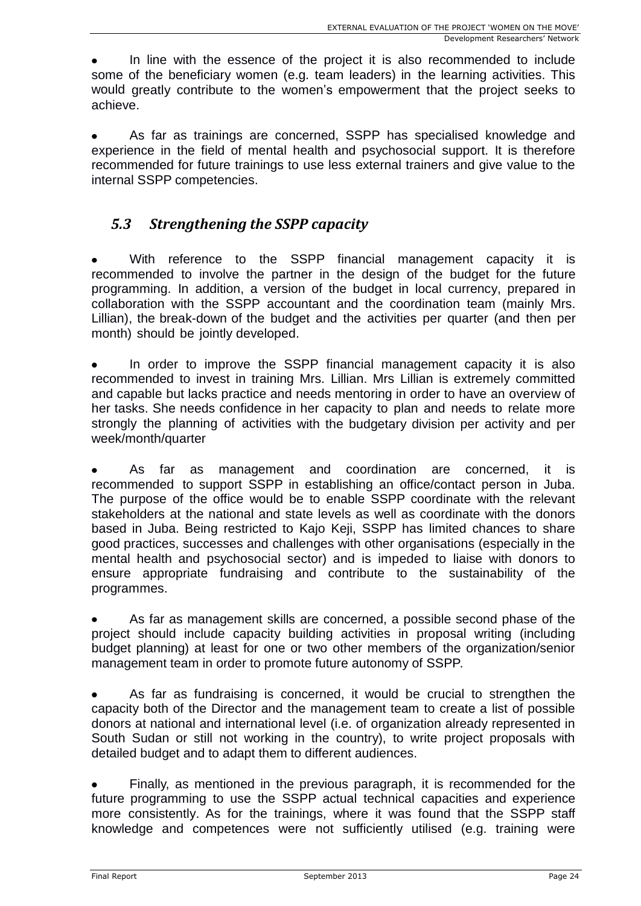- In line with the essence of the project it is also recommended to include some of the beneficiary women (e.g. team leaders) in the learning activities. This would greatly contribute to the women's empowerment that the project seeks to achieve.

- As far as trainings are concerned, SSPP has specialised knowledge and experience in the field of mental health and psychosocial support. It is therefore recommended for future trainings to use less external trainers and give value to the internal SSPP competencies.

## *5.3 Strengthening the SSPP capacity*

- With reference to the SSPP financial management capacity it is recommended to involve the partner in the design of the budget for the future programming. In addition, a version of the budget in local currency, prepared in collaboration with the SSPP accountant and the coordination team (mainly Mrs. Lillian), the break-down of the budget and the activities per quarter (and then per month) should be jointly developed.

- In order to improve the SSPP financial management capacity it is also recommended to invest in training Mrs. Lillian. Mrs Lillian is extremely committed and capable but lacks practice and needs mentoring in order to have an overview of her tasks. She needs confidence in her capacity to plan and needs to relate more strongly the planning of activities with the budgetary division per activity and per week/month/quarter

- As far as management and coordination are concerned, it is recommended to support SSPP in establishing an office/contact person in Juba. The purpose of the office would be to enable SSPP coordinate with the relevant stakeholders at the national and state levels as well as coordinate with the donors based in Juba. Being restricted to Kajo Keji, SSPP has limited chances to share good practices, successes and challenges with other organisations (especially in the mental health and psychosocial sector) and is impeded to liaise with donors to ensure appropriate fundraising and contribute to the sustainability of the programmes.

- As far as management skills are concerned, a possible second phase of the project should include capacity building activities in proposal writing (including budget planning) at least for one or two other members of the organization/senior management team in order to promote future autonomy of SSPP.

- As far as fundraising is concerned, it would be crucial to strengthen the capacity both of the Director and the management team to create a list of possible donors at national and international level (i.e. of organization already represented in South Sudan or still not working in the country), to write project proposals with detailed budget and to adapt them to different audiences.

- Finally, as mentioned in the previous paragraph, it is recommended for the future programming to use the SSPP actual technical capacities and experience more consistently. As for the trainings, where it was found that the SSPP staff knowledge and competences were not sufficiently utilised (e.g. training were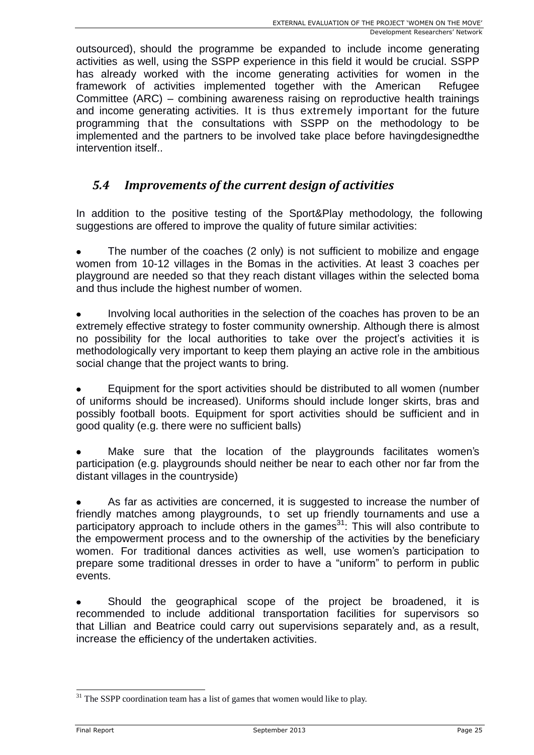outsourced), should the programme be expanded to include income generating activities as well, using the SSPP experience in this field it would be crucial. SSPP has already worked with the income generating activities for women in the framework of activities implemented together with the American Refugee Committee (ARC) – combining awareness raising on reproductive health trainings and income generating activities. It is thus extremely important for the future programming that the consultations with SSPP on the methodology to be implemented and the partners to be involved take place before havingdesignedthe intervention itself..

### *5.4 Improvements of the current design of activities*

In addition to the positive testing of the Sport&Play methodology, the following suggestions are offered to improve the quality of future similar activities:

- The number of the coaches (2 only) is not sufficient to mobilize and engage women from 10-12 villages in the Bomas in the activities. At least 3 coaches per playground are needed so that they reach distant villages within the selected boma and thus include the highest number of women.

- Involving local authorities in the selection of the coaches has proven to be an extremely effective strategy to foster community ownership. Although there is almost no possibility for the local authorities to take over the project's activities it is methodologically very important to keep them playing an active role in the ambitious social change that the project wants to bring.

- Equipment for the sport activities should be distributed to all women (number of uniforms should be increased). Uniforms should include longer skirts, bras and possibly football boots. Equipment for sport activities should be sufficient and in good quality (e.g. there were no sufficient balls)

- Make sure that the location of the playgrounds facilitates women's participation (e.g. playgrounds should neither be near to each other nor far from the distant villages in the countryside)

- As far as activities are concerned, it is suggested to increase the number of friendly matches among playgrounds, to set up friendly tournaments and use a participatory approach to include others in the games[31]: This will also contribute to the empowerment process and to the ownership of the activities by the beneficiary women. For traditional dances activities as well, use women's participation to prepare some traditional dresses in order to have a "uniform" to perform in public events.

- Should the geographical scope of the project be broadened, it is recommended to include additional transportation facilities for supervisors so that Lillian and Beatrice could carry out supervisions separately and, as a result, increase the efficiency of the undertaken activities.

---

[31] The SSPP coordination team has a list of games that women would like to play.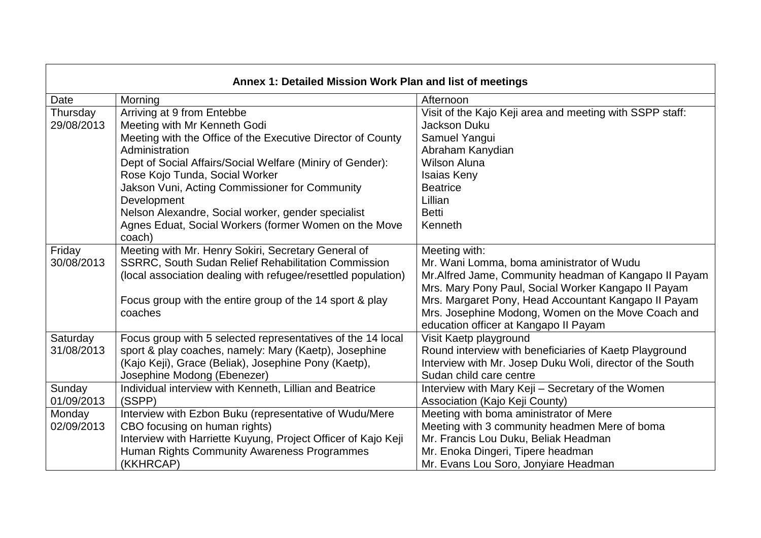| Annex 1: Detailed Mission Work Plan and list of meetings | | |
|---|---|---|
| Date | Morning | Afternoon |
| Thursday 29/08/2013 | Arriving at 9 from Entebbe<br>Meeting with Mr Kenneth Godi<br>Meeting with the Office of the Executive Director of County Administration<br>Dept of Social Affairs/Social Welfare (Miniry of Gender):<br>Rose Kojo Tunda, Social Worker<br>Jakson Vuni, Acting Commissioner for Community Development<br>Nelson Alexandre, Social worker, gender specialist<br>Agnes Eduat, Social Workers (former Women on the Move coach) | Visit of the Kajo Keji area and meeting with SSPP staff:<br>Jackson Duku<br>Samuel Yangui<br>Abraham Kanydian<br>Wilson Aluna<br>Isaias Keny<br>Beatrice<br>Lillian<br>Betti<br>Kenneth |
| Friday 30/08/2013 | Meeting with Mr. Henry Sokiri, Secretary General of SSRRC, South Sudan Relief Rehabilitation Commission (local association dealing with refugee/resettled population)<br><br>Focus group with the entire group of the 14 sport & play coaches | Meeting with:<br>Mr. Wani Lomma, boma aministrator of Wudu<br>Mr.Alfred Jame, Community headman of Kangapo II Payam<br>Mrs. Mary Pony Paul, Social Worker Kangapo II Payam<br>Mrs. Margaret Pony, Head Accountant Kangapo II Payam<br>Mrs. Josephine Modong, Women on the Move Coach and education officer at Kangapo II Payam |
| Saturday 31/08/2013 | Focus group with 5 selected representatives of the 14 local sport & play coaches, namely: Mary (Kaetp), Josephine (Kajo Keji), Grace (Beliak), Josephine Pony (Kaetp), Josephine Modong (Ebenezer) | Visit Kaetp playground<br>Round interview with beneficiaries of Kaetp Playground<br>Interview with Mr. Josep Duku Woli, director of the South Sudan child care centre |
| Sunday 01/09/2013 | Individual interview with Kenneth, Lillian and Beatrice (SSPP) | Interview with Mary Keji – Secretary of the Women Association (Kajo Keji County) |
| Monday 02/09/2013 | Interview with Ezbon Buku (representative of Wudu/Mere CBO focusing on human rights)<br>Interview with Harriette Kuyung, Project Officer of Kajo Keji Human Rights Community Awareness Programmes (KKHRCAP) | Meeting with boma aministrator of Mere<br>Meeting with 3 community headmen Mere of boma<br>Mr. Francis Lou Duku, Beliak Headman<br>Mr. Enoka Dingeri, Tipere headman<br>Mr. Evans Lou Soro, Jonyiare Headman |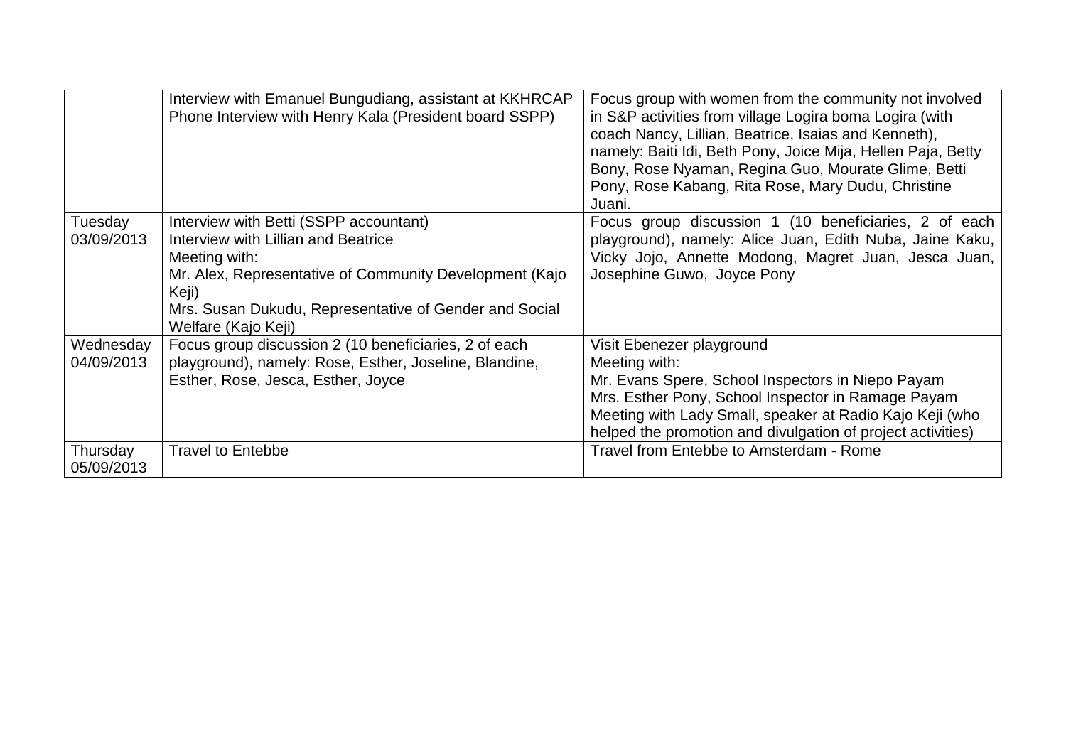| | | |
|---|---|---|
| | Interview with Emanuel Bungudiang, assistant at KKHRCAP<br>Phone Interview with Henry Kala (President board SSPP) | Focus group with women from the community not involved in S&P activities from village Logira boma Logira (with coach Nancy, Lillian, Beatrice, Isaias and Kenneth), namely: Baiti Idi, Beth Pony, Joice Mija, Hellen Paja, Betty Bony, Rose Nyaman, Regina Guo, Mourate Glime, Betti Pony, Rose Kabang, Rita Rose, Mary Dudu, Christine Juani. |
| Tuesday 03/09/2013 | Interview with Betti (SSPP accountant)<br>Interview with Lillian and Beatrice<br>Meeting with:<br>Mr. Alex, Representative of Community Development (Kajo Keji)<br>Mrs. Susan Dukudu, Representative of Gender and Social Welfare (Kajo Keji) | Focus group discussion 1 (10 beneficiaries, 2 of each playground), namely: Alice Juan, Edith Nuba, Jaine Kaku, Vicky Jojo, Annette Modong, Magret Juan, Jesca Juan, Josephine Guwo, Joyce Pony |
| Wednesday 04/09/2013 | Focus group discussion 2 (10 beneficiaries, 2 of each playground), namely: Rose, Esther, Joseline, Blandine, Esther, Rose, Jesca, Esther, Joyce | Visit Ebenezer playground<br>Meeting with:<br>Mr. Evans Spere, School Inspectors in Niepo Payam<br>Mrs. Esther Pony, School Inspector in Ramage Payam<br>Meeting with Lady Small, speaker at Radio Kajo Keji (who helped the promotion and divulgation of project activities) |
| Thursday 05/09/2013 | Travel to Entebbe | Travel from Entebbe to Amsterdam - Rome |